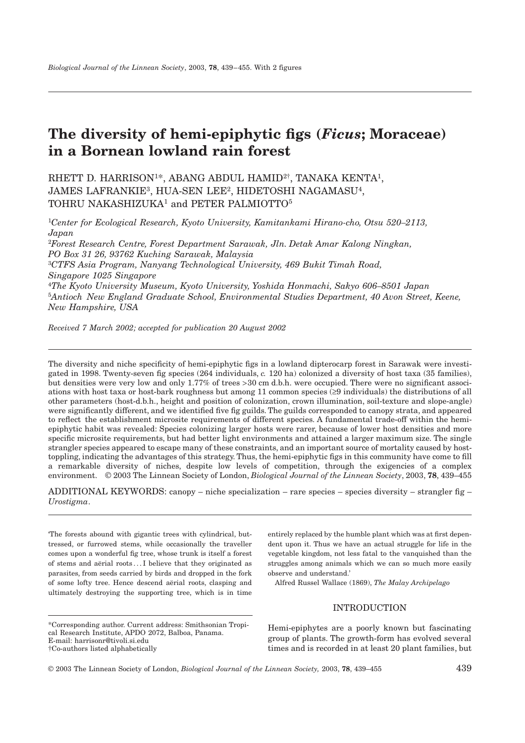# The diversity of hemi-epiphytic figs (*Ficus*; Moraceae) in a Bornean lowland rain forest

RHETT D. HARRISON[1*], ABANG ABDUL HAMID[2†], TANAKA KENTA[1], JAMES LAFRANKIE[3], HUA-SEN LEE[2], HIDETOSHI NAGAMASU[4], TOHRU NAKASHIZUKA[1] and PETER PALMIOTTO[5]

[1]*Center for Ecological Research, Kyoto University, Kamitankami Hirano-cho, Otsu 520–2113, Japan*

[2]*Forest Research Centre, Forest Department Sarawak, Jln. Detak Amar Kalong Ningkan, PO Box 31 26, 93762 Kuching Sarawak, Malaysia*

[3]*CTFS Asia Program, Nanyang Technological University, 469 Bukit Timah Road, Singapore 1025 Singapore*

[4]*The Kyoto University Museum, Kyoto University, Yoshida Honmachi, Sakyo 606–8501 Japan*

[5]*Antioch New England Graduate School, Environmental Studies Department, 40 Avon Street, Keene, New Hampshire, USA*

*Received 7 March 2002; accepted for publication 20 August 2002*

The diversity and niche specificity of hemi-epiphytic figs in a lowland dipterocarp forest in Sarawak were investigated in 1998. Twenty-seven fig species (264 individuals, *c.* 120 ha) colonized a diversity of host taxa (35 families), but densities were very low and only 1.77% of trees >30 cm d.b.h. were occupied. There were no significant associations with host taxa or host-bark roughness but among 11 common species (≥9 individuals) the distributions of all other parameters (host-d.b.h., height and position of colonization, crown illumination, soil-texture and slope-angle) were significantly different, and we identified five fig guilds. The guilds corresponded to canopy strata, and appeared to reflect the establishment microsite requirements of different species. A fundamental trade-off within the hemi-epiphytic habit was revealed: Species colonizing larger hosts were rarer, because of lower host densities and more specific microsite requirements, but had better light environments and attained a larger maximum size. The single strangler species appeared to escape many of these constraints, and an important source of mortality caused by host-toppling, indicating the advantages of this strategy. Thus, the hemi-epiphytic figs in this community have come to fill a remarkable diversity of niches, despite low levels of competition, through the exigencies of a complex environment. © 2003 The Linnean Society of London, *Biological Journal of the Linnean Society*, 2003, **78**, 439–455

ADDITIONAL KEYWORDS: canopy – niche specialization – rare species – species diversity – strangler fig – *Urostigma*.

'The forests abound with gigantic trees with cylindrical, buttressed, or furrowed stems, while occasionally the traveller comes upon a wonderful fig tree, whose trunk is itself a forest of stems and aërial roots . . . I believe that they originated as parasites, from seeds carried by birds and dropped in the fork of some lofty tree. Hence descend aërial roots, clasping and ultimately destroying the supporting tree, which is in time entirely replaced by the humble plant which was at first dependent upon it. Thus we have an actual struggle for life in the vegetable kingdom, not less fatal to the vanquished than the struggles among animals which we can so much more easily observe and understand.'

Alfred Russel Wallace (1869), *The Malay Archipelago*

## INTRODUCTION

Hemi-epiphytes are a poorly known but fascinating group of plants. The growth-form has evolved several times and is recorded in at least 20 plant families, but

*Corresponding author. Current address: Smithsonian Tropical Research Institute, APDO 2072, Balboa, Panama. E-mail: harrisonr@tivoli.si.edu

†Co-authors listed alphabetically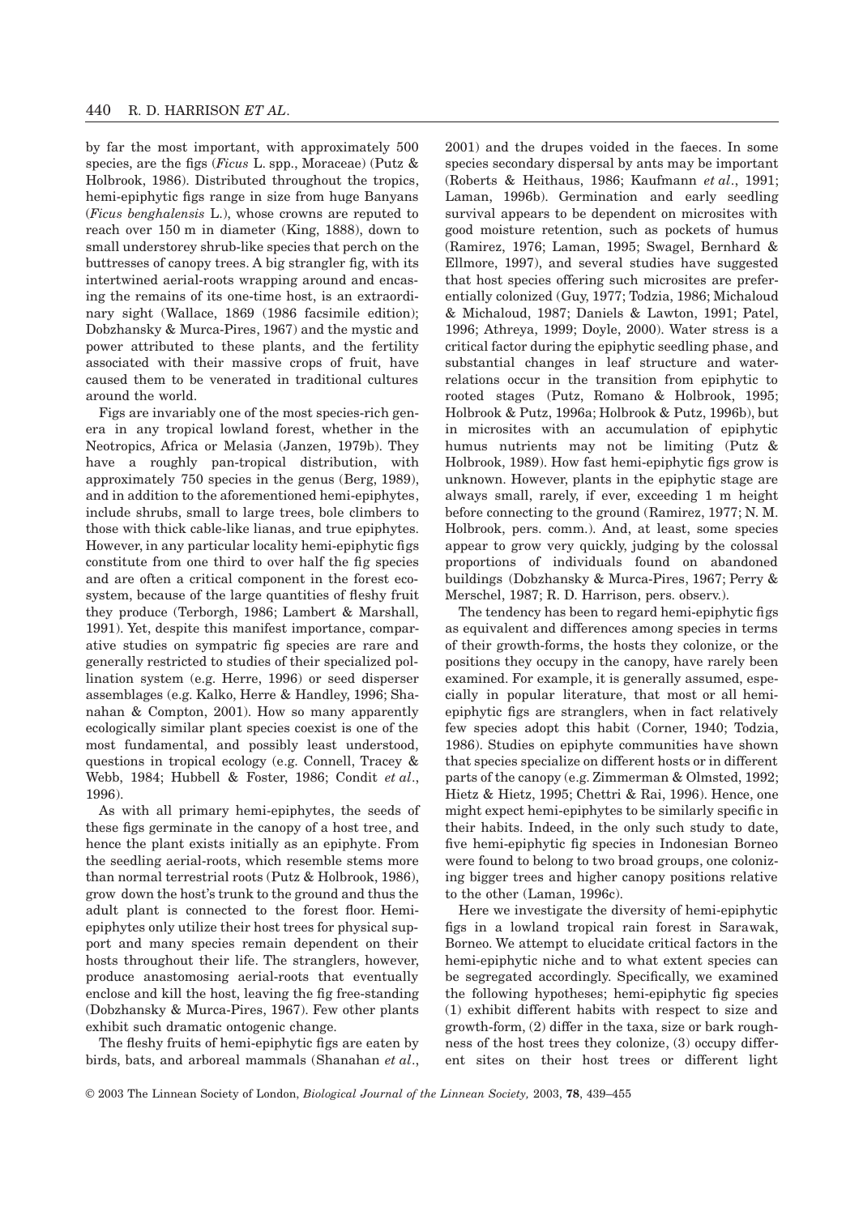by far the most important, with approximately 500 species, are the figs (*Ficus* L. spp., Moraceae) (Putz & Holbrook, 1986). Distributed throughout the tropics, hemi-epiphytic figs range in size from huge Banyans (*Ficus benghalensis* L.), whose crowns are reputed to reach over 150 m in diameter (King, 1888), down to small understorey shrub-like species that perch on the buttresses of canopy trees. A big strangler fig, with its intertwined aerial-roots wrapping around and encasing the remains of its one-time host, is an extraordinary sight (Wallace, 1869 (1986 facsimile edition); Dobzhansky & Murca-Pires, 1967) and the mystic and power attributed to these plants, and the fertility associated with their massive crops of fruit, have caused them to be venerated in traditional cultures around the world.

Figs are invariably one of the most species-rich genera in any tropical lowland forest, whether in the Neotropics, Africa or Melasia (Janzen, 1979b). They have a roughly pan-tropical distribution, with approximately 750 species in the genus (Berg, 1989), and in addition to the aforementioned hemi-epiphytes, include shrubs, small to large trees, bole climbers to those with thick cable-like lianas, and true epiphytes. However, in any particular locality hemi-epiphytic figs constitute from one third to over half the fig species and are often a critical component in the forest ecosystem, because of the large quantities of fleshy fruit they produce (Terborgh, 1986; Lambert & Marshall, 1991). Yet, despite this manifest importance, comparative studies on sympatric fig species are rare and generally restricted to studies of their specialized pollination system (e.g. Herre, 1996) or seed disperser assemblages (e.g. Kalko, Herre & Handley, 1996; Shanahan & Compton, 2001). How so many apparently ecologically similar plant species coexist is one of the most fundamental, and possibly least understood, questions in tropical ecology (e.g. Connell, Tracey & Webb, 1984; Hubbell & Foster, 1986; Condit *et al*., 1996).

As with all primary hemi-epiphytes, the seeds of these figs germinate in the canopy of a host tree, and hence the plant exists initially as an epiphyte. From the seedling aerial-roots, which resemble stems more than normal terrestrial roots (Putz & Holbrook, 1986), grow down the host's trunk to the ground and thus the adult plant is connected to the forest floor. Hemi-epiphytes only utilize their host trees for physical support and many species remain dependent on their hosts throughout their life. The stranglers, however, produce anastomosing aerial-roots that eventually enclose and kill the host, leaving the fig free-standing (Dobzhansky & Murca-Pires, 1967). Few other plants exhibit such dramatic ontogenic change.

The fleshy fruits of hemi-epiphytic figs are eaten by birds, bats, and arboreal mammals (Shanahan *et al*., 2001) and the drupes voided in the faeces. In some species secondary dispersal by ants may be important (Roberts & Heithaus, 1986; Kaufmann *et al*., 1991; Laman, 1996b). Germination and early seedling survival appears to be dependent on microsites with good moisture retention, such as pockets of humus (Ramirez, 1976; Laman, 1995; Swagel, Bernhard & Ellmore, 1997), and several studies have suggested that host species offering such microsites are preferentially colonized (Guy, 1977; Todzia, 1986; Michaloud & Michaloud, 1987; Daniels & Lawton, 1991; Patel, 1996; Athreya, 1999; Doyle, 2000). Water stress is a critical factor during the epiphytic seedling phase, and substantial changes in leaf structure and water-relations occur in the transition from epiphytic to rooted stages (Putz, Romano & Holbrook, 1995; Holbrook & Putz, 1996a; Holbrook & Putz, 1996b), but in microsites with an accumulation of epiphytic humus nutrients may not be limiting (Putz & Holbrook, 1989). How fast hemi-epiphytic figs grow is unknown. However, plants in the epiphytic stage are always small, rarely, if ever, exceeding 1 m height before connecting to the ground (Ramirez, 1977; N. M. Holbrook, pers. comm.). And, at least, some species appear to grow very quickly, judging by the colossal proportions of individuals found on abandoned buildings (Dobzhansky & Murca-Pires, 1967; Perry & Merschel, 1987; R. D. Harrison, pers. observ.).

The tendency has been to regard hemi-epiphytic figs as equivalent and differences among species in terms of their growth-forms, the hosts they colonize, or the positions they occupy in the canopy, have rarely been examined. For example, it is generally assumed, especially in popular literature, that most or all hemi-epiphytic figs are stranglers, when in fact relatively few species adopt this habit (Corner, 1940; Todzia, 1986). Studies on epiphyte communities have shown that species specialize on different hosts or in different parts of the canopy (e.g. Zimmerman & Olmsted, 1992; Hietz & Hietz, 1995; Chettri & Rai, 1996). Hence, one might expect hemi-epiphytes to be similarly specific in their habits. Indeed, in the only such study to date, five hemi-epiphytic fig species in Indonesian Borneo were found to belong to two broad groups, one colonizing bigger trees and higher canopy positions relative to the other (Laman, 1996c).

Here we investigate the diversity of hemi-epiphytic figs in a lowland tropical rain forest in Sarawak, Borneo. We attempt to elucidate critical factors in the hemi-epiphytic niche and to what extent species can be segregated accordingly. Specifically, we examined the following hypotheses; hemi-epiphytic fig species (1) exhibit different habits with respect to size and growth-form, (2) differ in the taxa, size or bark roughness of the host trees they colonize, (3) occupy different sites on their host trees or different light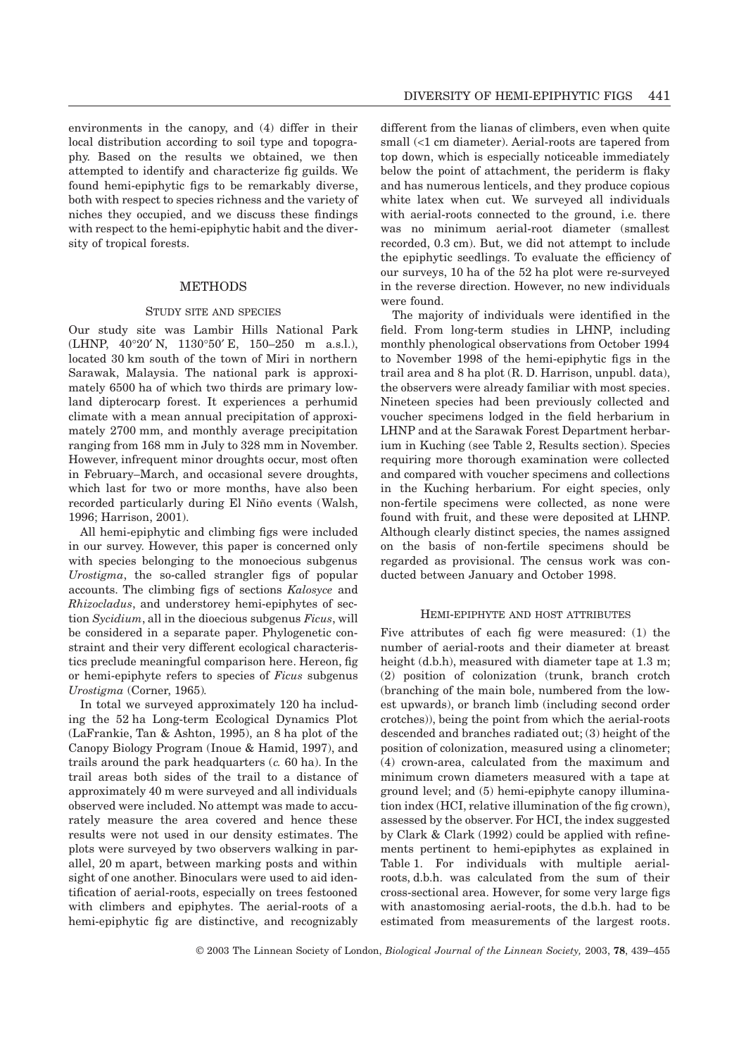environments in the canopy, and (4) differ in their local distribution according to soil type and topography. Based on the results we obtained, we then attempted to identify and characterize fig guilds. We found hemi-epiphytic figs to be remarkably diverse, both with respect to species richness and the variety of niches they occupied, and we discuss these findings with respect to the hemi-epiphytic habit and the diversity of tropical forests.

## METHODS

### STUDY SITE AND SPECIES

Our study site was Lambir Hills National Park (LHNP, 40°20′ N, 1130°50′ E, 150–250 m a.s.l.), located 30 km south of the town of Miri in northern Sarawak, Malaysia. The national park is approximately 6500 ha of which two thirds are primary lowland dipterocarp forest. It experiences a perhumid climate with a mean annual precipitation of approximately 2700 mm, and monthly average precipitation ranging from 168 mm in July to 328 mm in November. However, infrequent minor droughts occur, most often in February–March, and occasional severe droughts, which last for two or more months, have also been recorded particularly during El Niño events (Walsh, 1996; Harrison, 2001).

All hemi-epiphytic and climbing figs were included in our survey. However, this paper is concerned only with species belonging to the monoecious subgenus *Urostigma*, the so-called strangler figs of popular accounts. The climbing figs of sections *Kalosyce* and *Rhizocladus*, and understorey hemi-epiphytes of section *Sycidium*, all in the dioecious subgenus *Ficus*, will be considered in a separate paper. Phylogenetic constraint and their very different ecological characteristics preclude meaningful comparison here. Hereon, fig or hemi-epiphyte refers to species of *Ficus* subgenus *Urostigma* (Corner, 1965).

In total we surveyed approximately 120 ha including the 52 ha Long-term Ecological Dynamics Plot (LaFrankie, Tan & Ashton, 1995), an 8 ha plot of the Canopy Biology Program (Inoue & Hamid, 1997), and trails around the park headquarters (*c.* 60 ha). In the trail areas both sides of the trail to a distance of approximately 40 m were surveyed and all individuals observed were included. No attempt was made to accurately measure the area covered and hence these results were not used in our density estimates. The plots were surveyed by two observers walking in parallel, 20 m apart, between marking posts and within sight of one another. Binoculars were used to aid identification of aerial-roots, especially on trees festooned with climbers and epiphytes. The aerial-roots of a hemi-epiphytic fig are distinctive, and recognizably different from the lianas of climbers, even when quite small (<1 cm diameter). Aerial-roots are tapered from top down, which is especially noticeable immediately below the point of attachment, the periderm is flaky and has numerous lenticels, and they produce copious white latex when cut. We surveyed all individuals with aerial-roots connected to the ground, i.e. there was no minimum aerial-root diameter (smallest recorded, 0.3 cm). But, we did not attempt to include the epiphytic seedlings. To evaluate the efficiency of our surveys, 10 ha of the 52 ha plot were re-surveyed in the reverse direction. However, no new individuals were found.

The majority of individuals were identified in the field. From long-term studies in LHNP, including monthly phenological observations from October 1994 to November 1998 of the hemi-epiphytic figs in the trail area and 8 ha plot (R. D. Harrison, unpubl. data), the observers were already familiar with most species. Nineteen species had been previously collected and voucher specimens lodged in the field herbarium in LHNP and at the Sarawak Forest Department herbarium in Kuching (see Table 2, Results section). Species requiring more thorough examination were collected and compared with voucher specimens and collections in the Kuching herbarium. For eight species, only non-fertile specimens were collected, as none were found with fruit, and these were deposited at LHNP. Although clearly distinct species, the names assigned on the basis of non-fertile specimens should be regarded as provisional. The census work was conducted between January and October 1998.

### HEMI-EPIPHYTE AND HOST ATTRIBUTES

Five attributes of each fig were measured: (1) the number of aerial-roots and their diameter at breast height (d.b.h), measured with diameter tape at 1.3 m; (2) position of colonization (trunk, branch crotch (branching of the main bole, numbered from the lowest upwards), or branch limb (including second order crotches)), being the point from which the aerial-roots descended and branches radiated out; (3) height of the position of colonization, measured using a clinometer; (4) crown-area, calculated from the maximum and minimum crown diameters measured with a tape at ground level; and (5) hemi-epiphyte canopy illumination index (HCI, relative illumination of the fig crown), assessed by the observer. For HCI, the index suggested by Clark & Clark (1992) could be applied with refinements pertinent to hemi-epiphytes as explained in Table 1. For individuals with multiple aerial-roots, d.b.h. was calculated from the sum of their cross-sectional area. However, for some very large figs with anastomosing aerial-roots, the d.b.h. had to be estimated from measurements of the largest roots.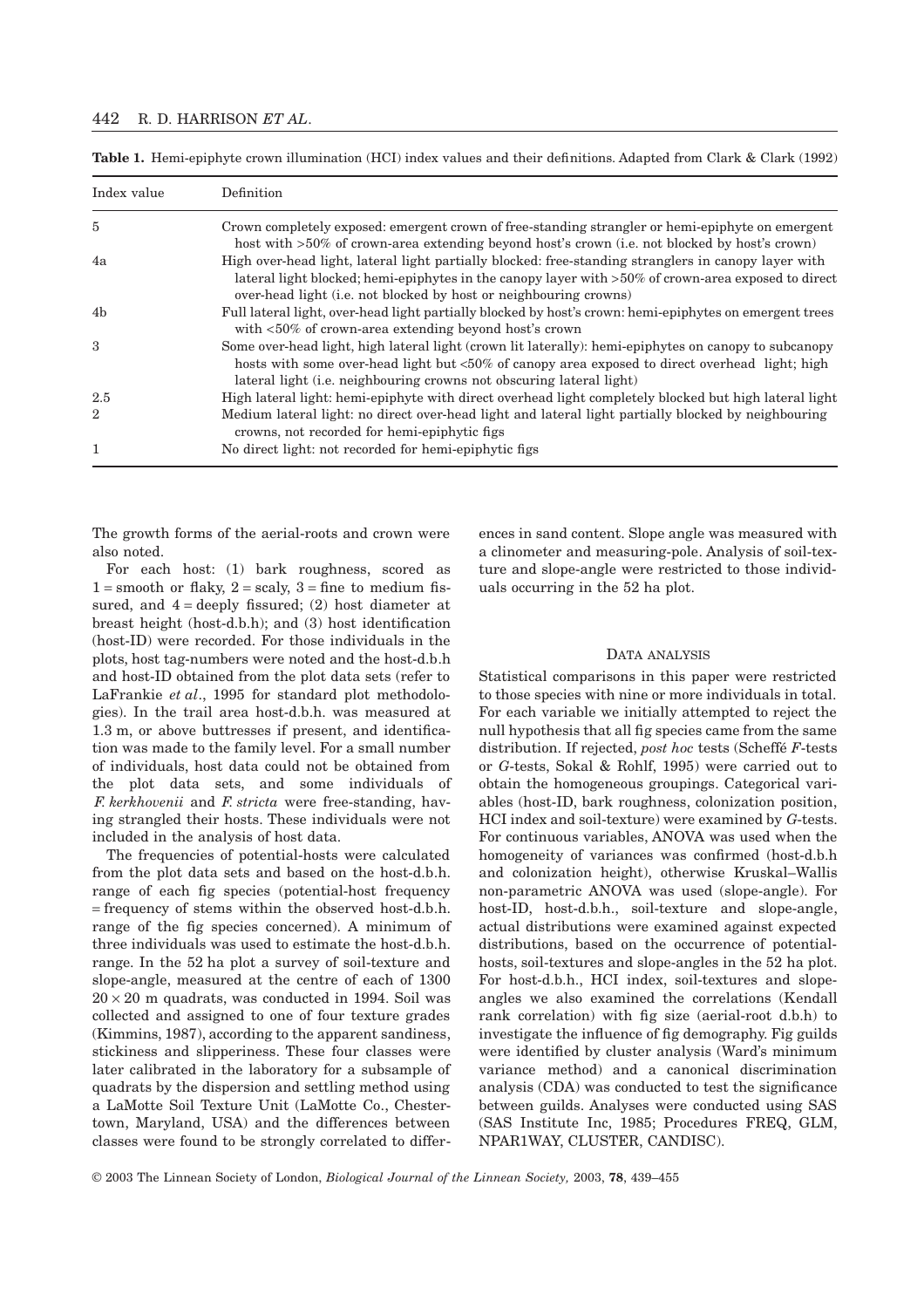**Table 1.** Hemi-epiphyte crown illumination (HCI) index values and their definitions. Adapted from Clark & Clark (1992)

| Index value | Definition |
|---|---|
| 5 | Crown completely exposed: emergent crown of free-standing strangler or hemi-epiphyte on emergent host with >50% of crown-area extending beyond host's crown (i.e. not blocked by host's crown) |
| 4a | High over-head light, lateral light partially blocked: free-standing stranglers in canopy layer with lateral light blocked; hemi-epiphytes in the canopy layer with >50% of crown-area exposed to direct over-head light (i.e. not blocked by host or neighbouring crowns) |
| 4b | Full lateral light, over-head light partially blocked by host's crown: hemi-epiphytes on emergent trees with <50% of crown-area extending beyond host's crown |
| 3 | Some over-head light, high lateral light (crown lit laterally): hemi-epiphytes on canopy to subcanopy hosts with some over-head light but <50% of canopy area exposed to direct overhead light; high lateral light (i.e. neighbouring crowns not obscuring lateral light) |
| 2.5 | High lateral light: hemi-epiphyte with direct overhead light completely blocked but high lateral light |
| 2 | Medium lateral light: no direct over-head light and lateral light partially blocked by neighbouring crowns, not recorded for hemi-epiphytic figs |
| 1 | No direct light: not recorded for hemi-epiphytic figs |

The growth forms of the aerial-roots and crown were also noted.

For each host: (1) bark roughness, scored as 1 = smooth or flaky, 2 = scaly, 3 = fine to medium fissured, and 4 = deeply fissured; (2) host diameter at breast height (host-d.b.h); and (3) host identification (host-ID) were recorded. For those individuals in the plots, host tag-numbers were noted and the host-d.b.h and host-ID obtained from the plot data sets (refer to LaFrankie *et al*., 1995 for standard plot methodologies). In the trail area host-d.b.h. was measured at 1.3 m, or above buttresses if present, and identification was made to the family level. For a small number of individuals, host data could not be obtained from the plot data sets, and some individuals of *F. kerkhovenii* and *F. stricta* were free-standing, having strangled their hosts. These individuals were not included in the analysis of host data.

The frequencies of potential-hosts were calculated from the plot data sets and based on the host-d.b.h. range of each fig species (potential-host frequency = frequency of stems within the observed host-d.b.h. range of the fig species concerned). A minimum of three individuals was used to estimate the host-d.b.h. range. In the 52 ha plot a survey of soil-texture and slope-angle, measured at the centre of each of 1300 $20 \times 20$ m quadrats, was conducted in 1994. Soil was collected and assigned to one of four texture grades (Kimmins, 1987), according to the apparent sandiness, stickiness and slipperiness. These four classes were later calibrated in the laboratory for a subsample of quadrats by the dispersion and settling method using a LaMotte Soil Texture Unit (LaMotte Co., Chestertown, Maryland, USA) and the differences between classes were found to be strongly correlated to differences in sand content. Slope angle was measured with a clinometer and measuring-pole. Analysis of soil-texture and slope-angle were restricted to those individuals occurring in the 52 ha plot.

## DATA ANALYSIS

Statistical comparisons in this paper were restricted to those species with nine or more individuals in total. For each variable we initially attempted to reject the null hypothesis that all fig species came from the same distribution. If rejected, *post hoc* tests (Scheffé *F*-tests or *G*-tests, Sokal & Rohlf, 1995) were carried out to obtain the homogeneous groupings. Categorical variables (host-ID, bark roughness, colonization position, HCI index and soil-texture) were examined by *G*-tests. For continuous variables, ANOVA was used when the homogeneity of variances was confirmed (host-d.b.h and colonization height), otherwise Kruskal–Wallis non-parametric ANOVA was used (slope-angle). For host-ID, host-d.b.h., soil-texture and slope-angle, actual distributions were examined against expected distributions, based on the occurrence of potential-hosts, soil-textures and slope-angles in the 52 ha plot. For host-d.b.h., HCI index, soil-textures and slope-angles we also examined the correlations (Kendall rank correlation) with fig size (aerial-root d.b.h) to investigate the influence of fig demography. Fig guilds were identified by cluster analysis (Ward's minimum variance method) and a canonical discrimination analysis (CDA) was conducted to test the significance between guilds. Analyses were conducted using SAS (SAS Institute Inc, 1985; Procedures FREQ, GLM, NPAR1WAY, CLUSTER, CANDISC).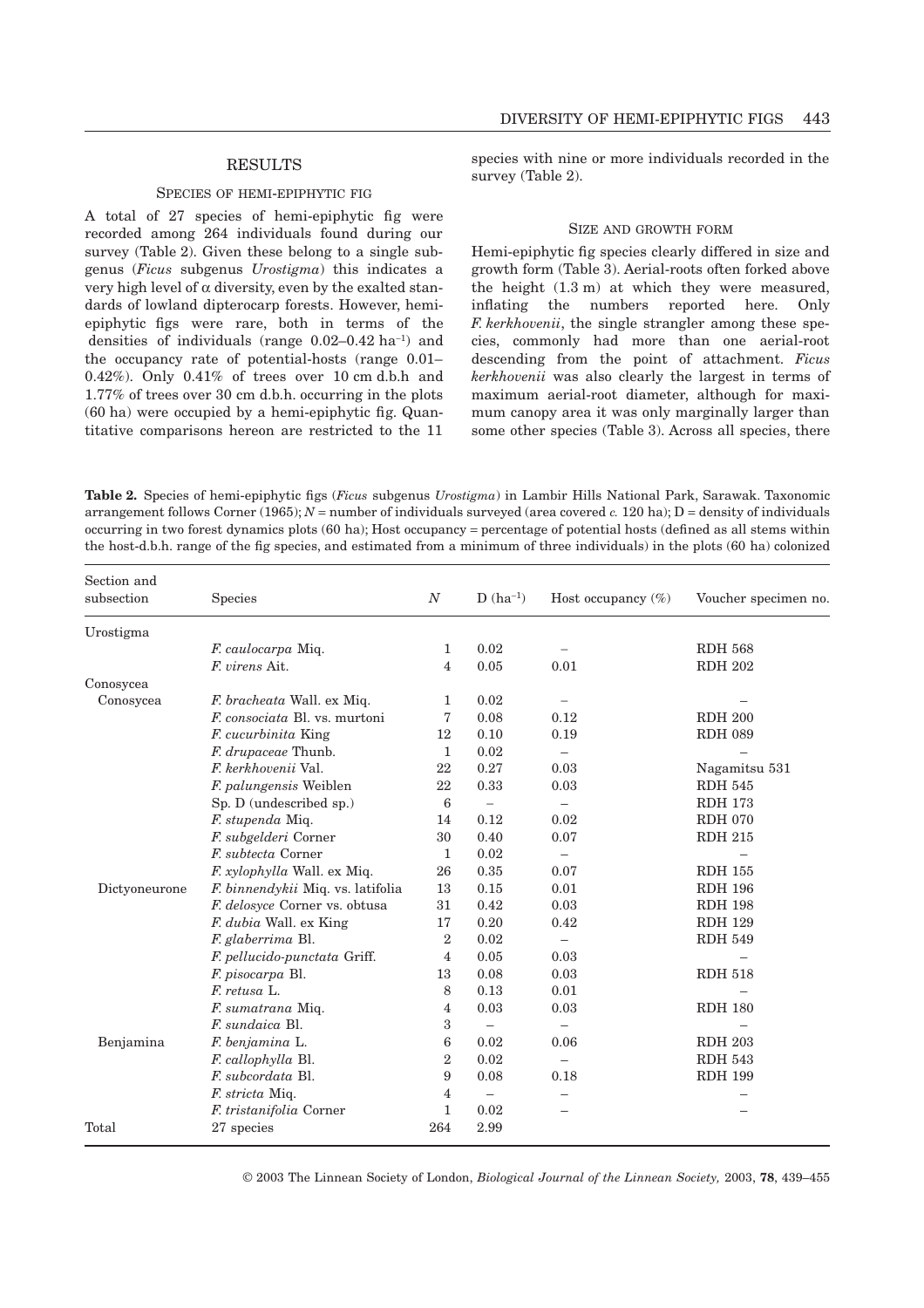## RESULTS

### SPECIES OF HEMI-EPIPHYTIC FIG

A total of 27 species of hemi-epiphytic fig were recorded among 264 individuals found during our survey (Table 2). Given these belong to a single subgenus (*Ficus* subgenus *Urostigma*) this indicates a very high level of $\alpha$ diversity, even by the exalted standards of lowland dipterocarp forests. However, hemi-epiphytic figs were rare, both in terms of the densities of individuals (range 0.02–0.42 $ha^{-1}$) and the occupancy rate of potential-hosts (range 0.01–0.42%). Only 0.41% of trees over 10 cm d.b.h and 1.77% of trees over 30 cm d.b.h. occurring in the plots (60 ha) were occupied by a hemi-epiphytic fig. Quantitative comparisons hereon are restricted to the 11 species with nine or more individuals recorded in the survey (Table 2).

### SIZE AND GROWTH FORM

Hemi-epiphytic fig species clearly differed in size and growth form (Table 3). Aerial-roots often forked above the height (1.3 m) at which they were measured, inflating the numbers reported here. Only *F. kerkhovenii*, the single strangler among these species, commonly had more than one aerial-root descending from the point of attachment. *Ficus kerkhovenii* was also clearly the largest in terms of maximum aerial-root diameter, although for maximum canopy area it was only marginally larger than some other species (Table 3). Across all species, there

**Table 2.** Species of hemi-epiphytic figs (*Ficus* subgenus *Urostigma*) in Lambir Hills National Park, Sarawak. Taxonomic arrangement follows Corner (1965); *N* = number of individuals surveyed (area covered *c.* 120 ha); D = density of individuals occurring in two forest dynamics plots (60 ha); Host occupancy = percentage of potential hosts (defined as all stems within the host-d.b.h. range of the fig species, and estimated from a minimum of three individuals) in the plots (60 ha) colonized

| Section and subsection | Species | *N* | D ($ha^{-1}$) | Host occupancy (%) | Voucher specimen no. |
|---|---|---|---|---|---|
| Urostigma | | | | | |
| | *F. caulocarpa* Miq. | 1 | 0.02 | – | RDH 568 |
| | *F. virens* Ait. | 4 | 0.05 | 0.01 | RDH 202 |
| Conosycea | | | | | |
| Conosycea | *F. bracheata* Wall. ex Miq. | 1 | 0.02 | – | – |
| | *F. consociata* Bl. vs. murtoni | 7 | 0.08 | 0.12 | RDH 200 |
| | *F. cucurbinita* King | 12 | 0.10 | 0.19 | RDH 089 |
| | *F. drupaceae* Thunb. | 1 | 0.02 | – | – |
| | *F. kerkhovenii* Val. | 22 | 0.27 | 0.03 | Nagamitsu 531 |
| | *F. palungensis* Weiblen | 22 | 0.33 | 0.03 | RDH 545 |
| | Sp. D (undescribed sp.) | 6 | – | – | RDH 173 |
| | *F. stupenda* Miq. | 14 | 0.12 | 0.02 | RDH 070 |
| | *F. subgelderi* Corner | 30 | 0.40 | 0.07 | RDH 215 |
| | *F. subtecta* Corner | 1 | 0.02 | – | – |
| | *F. xylophylla* Wall. ex Miq. | 26 | 0.35 | 0.07 | RDH 155 |
| Dictyoneurone | *F. binnendykii* Miq. vs. latifolia | 13 | 0.15 | 0.01 | RDH 196 |
| | *F. delosyce* Corner vs. obtusa | 31 | 0.42 | 0.03 | RDH 198 |
| | *F. dubia* Wall. ex King | 17 | 0.20 | 0.42 | RDH 129 |
| | *F. glaberrima* Bl. | 2 | 0.02 | – | RDH 549 |
| | *F. pellucido-punctata* Griff. | 4 | 0.05 | 0.03 | – |
| | *F. pisocarpa* Bl. | 13 | 0.08 | 0.03 | RDH 518 |
| | *F. retusa* L. | 8 | 0.13 | 0.01 | – |
| | *F. sumatrana* Miq. | 4 | 0.03 | 0.03 | RDH 180 |
| | *F. sundaica* Bl. | 3 | – | – | – |
| Benjamina | *F. benjamina* L. | 6 | 0.02 | 0.06 | RDH 203 |
| | *F. callophylla* Bl. | 2 | 0.02 | – | RDH 543 |
| | *F. subcordata* Bl. | 9 | 0.08 | 0.18 | RDH 199 |
| | *F. stricta* Miq. | 4 | – | – | – |
| | *F. tristanifolia* Corner | 1 | 0.02 | – | – |
| Total | 27 species | 264 | 2.99 | | |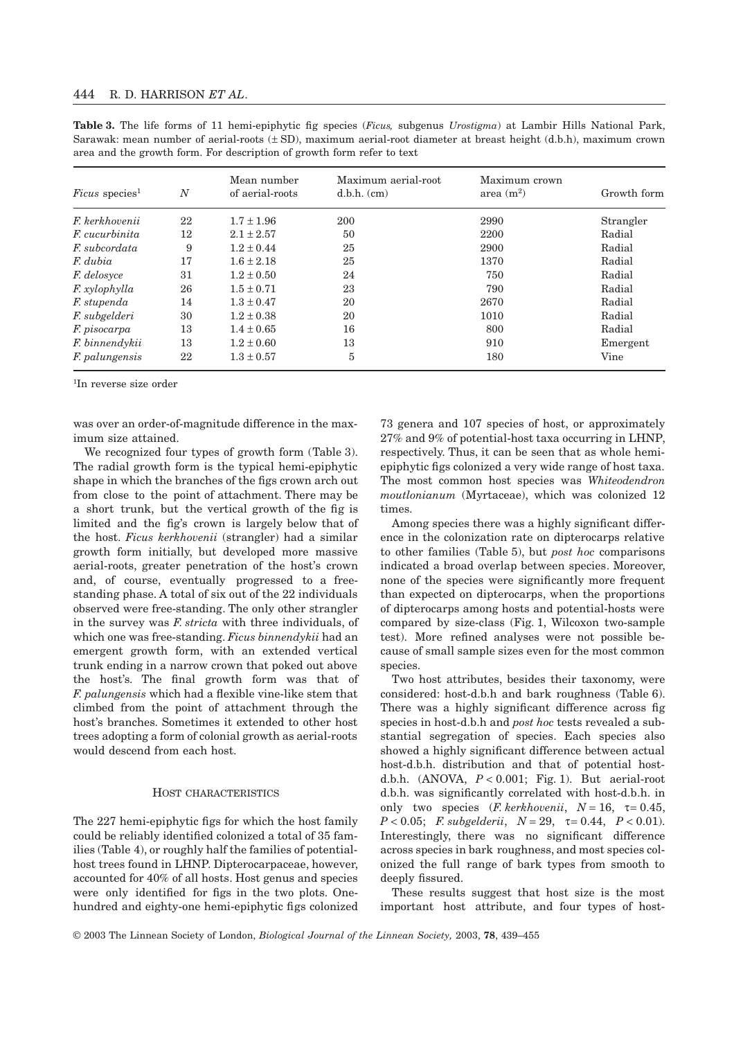**Table 3.** The life forms of 11 hemi-epiphytic fig species (*Ficus,* subgenus *Urostigma*) at Lambir Hills National Park, Sarawak: mean number of aerial-roots (± SD), maximum aerial-root diameter at breast height (d.b.h), maximum crown area and the growth form. For description of growth form refer to text

| *Ficus* species[1] | $N$ | Mean number of aerial-roots | Maximum aerial-root d.b.h. (cm) | Maximum crown area ($m^2$) | Growth form |
|---|---|---|---|---|---|
| *F. kerkhovenii* | 22 | 1.7 ± 1.96 | 200 | 2990 | Strangler |
| *F. cucurbinita* | 12 | 2.1 ± 2.57 | 50 | 2200 | Radial |
| *F. subcordata* | 9 | 1.2 ± 0.44 | 25 | 2900 | Radial |
| *F. dubia* | 17 | 1.6 ± 2.18 | 25 | 1370 | Radial |
| *F. delosyce* | 31 | 1.2 ± 0.50 | 24 | 750 | Radial |
| *F. xylophylla* | 26 | 1.5 ± 0.71 | 23 | 790 | Radial |
| *F. stupenda* | 14 | 1.3 ± 0.47 | 20 | 2670 | Radial |
| *F. subgelderi* | 30 | 1.2 ± 0.38 | 20 | 1010 | Radial |
| *F. pisocarpa* | 13 | 1.4 ± 0.65 | 16 | 800 | Radial |
| *F. binnendykii* | 13 | 1.2 ± 0.60 | 13 | 910 | Emergent |
| *F. palungensis* | 22 | 1.3 ± 0.57 | 5 | 180 | Vine |

[1]In reverse size order

was over an order-of-magnitude difference in the maximum size attained.

We recognized four types of growth form (Table 3). The radial growth form is the typical hemi-epiphytic shape in which the branches of the figs crown arch out from close to the point of attachment. There may be a short trunk, but the vertical growth of the fig is limited and the fig's crown is largely below that of the host. *Ficus kerkhovenii* (strangler) had a similar growth form initially, but developed more massive aerial-roots, greater penetration of the host's crown and, of course, eventually progressed to a free-standing phase. A total of six out of the 22 individuals observed were free-standing. The only other strangler in the survey was *F. stricta* with three individuals, of which one was free-standing. *Ficus binnendykii* had an emergent growth form, with an extended vertical trunk ending in a narrow crown that poked out above the host's. The final growth form was that of *F. palungensis* which had a flexible vine-like stem that climbed from the point of attachment through the host's branches. Sometimes it extended to other host trees adopting a form of colonial growth as aerial-roots would descend from each host.

## HOST CHARACTERISTICS

The 227 hemi-epiphytic figs for which the host family could be reliably identified colonized a total of 35 families (Table 4), or roughly half the families of potential-host trees found in LHNP. Dipterocarpaceae, however, accounted for 40% of all hosts. Host genus and species were only identified for figs in the two plots. One-hundred and eighty-one hemi-epiphytic figs colonized 73 genera and 107 species of host, or approximately 27% and 9% of potential-host taxa occurring in LHNP, respectively. Thus, it can be seen that as whole hemi-epiphytic figs colonized a very wide range of host taxa. The most common host species was *Whiteodendron moutlonianum* (Myrtaceae), which was colonized 12 times.

Among species there was a highly significant difference in the colonization rate on dipterocarps relative to other families (Table 5), but *post hoc* comparisons indicated a broad overlap between species. Moreover, none of the species were significantly more frequent than expected on dipterocarps, when the proportions of dipterocarps among hosts and potential-hosts were compared by size-class (Fig. 1, Wilcoxon two-sample test). More refined analyses were not possible because of small sample sizes even for the most common species.

Two host attributes, besides their taxonomy, were considered: host-d.b.h and bark roughness (Table 6). There was a highly significant difference across fig species in host-d.b.h and *post hoc* tests revealed a substantial segregation of species. Each species also showed a highly significant difference between actual host-d.b.h. distribution and that of potential host-d.b.h. (ANOVA, $P < 0.001$; Fig. 1). But aerial-root d.b.h. was significantly correlated with host-d.b.h. in only two species (*F. kerkhovenii*, $N = 16$, $\tau = 0.45$, $P < 0.05$; *F. subgelderii*, $N = 29$, $\tau = 0.44$, $P < 0.01$). Interestingly, there was no significant difference across species in bark roughness, and most species colonized the full range of bark types from smooth to deeply fissured.

These results suggest that host size is the most important host attribute, and four types of host-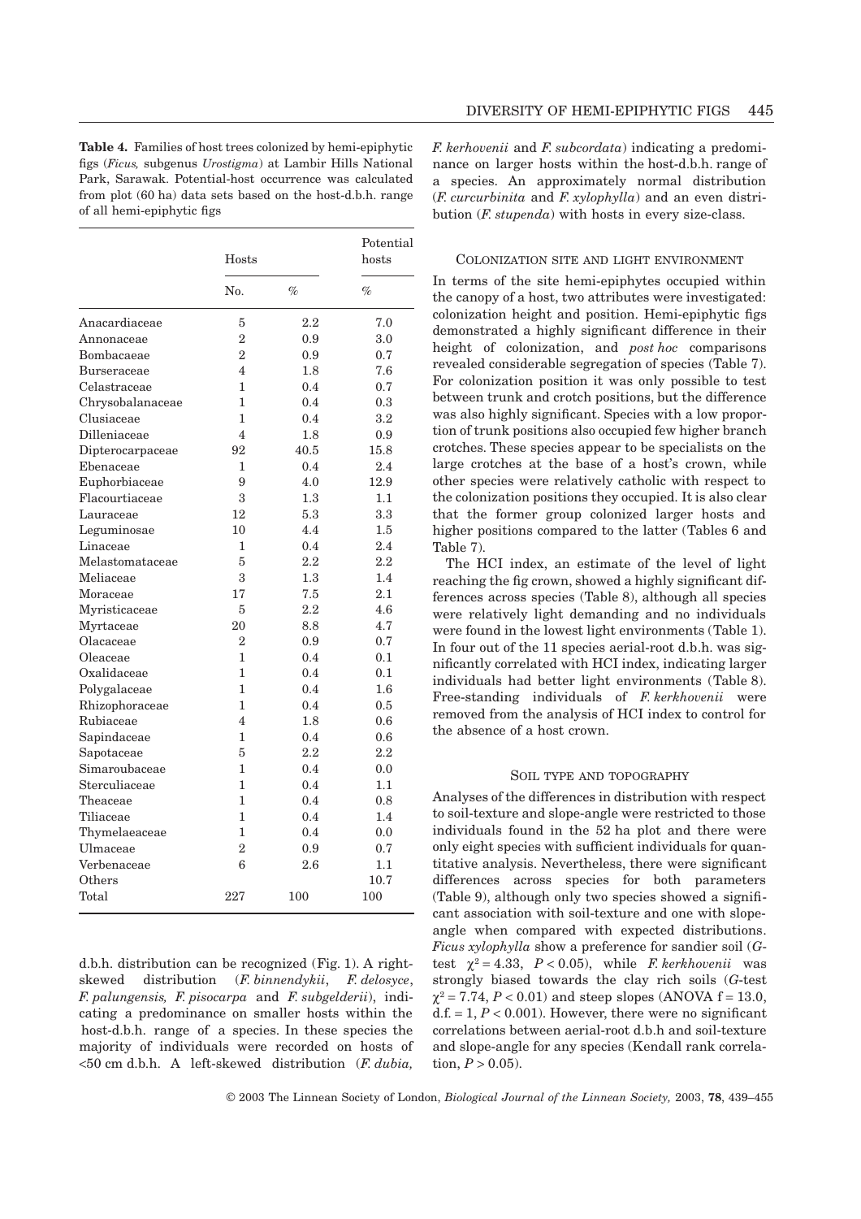**Table 4.** Families of host trees colonized by hemi-epiphytic figs (*Ficus,* subgenus *Urostigma*) at Lambir Hills National Park, Sarawak. Potential-host occurrence was calculated from plot (60 ha) data sets based on the host-d.b.h. range of all hemi-epiphytic figs

| | Hosts | | Potential hosts |
|---|---|---|---|
| | No. | % | % |
| Anacardiaceae | 5 | 2.2 | 7.0 |
| Annonaceae | 2 | 0.9 | 3.0 |
| Bombacaeae | 2 | 0.9 | 0.7 |
| Burseraceae | 4 | 1.8 | 7.6 |
| Celastraceae | 1 | 0.4 | 0.7 |
| Chrysobalanaceae | 1 | 0.4 | 0.3 |
| Clusiaceae | 1 | 0.4 | 3.2 |
| Dilleniaceae | 4 | 1.8 | 0.9 |
| Dipterocarpaceae | 92 | 40.5 | 15.8 |
| Ebenaceae | 1 | 0.4 | 2.4 |
| Euphorbiaceae | 9 | 4.0 | 12.9 |
| Flacourtiaceae | 3 | 1.3 | 1.1 |
| Lauraceae | 12 | 5.3 | 3.3 |
| Leguminosae | 10 | 4.4 | 1.5 |
| Linaceae | 1 | 0.4 | 2.4 |
| Melastomataceae | 5 | 2.2 | 2.2 |
| Meliaceae | 3 | 1.3 | 1.4 |
| Moraceae | 17 | 7.5 | 2.1 |
| Myristicaceae | 5 | 2.2 | 4.6 |
| Myrtaceae | 20 | 8.8 | 4.7 |
| Olacaceae | 2 | 0.9 | 0.7 |
| Oleaceae | 1 | 0.4 | 0.1 |
| Oxalidaceae | 1 | 0.4 | 0.1 |
| Polygalaceae | 1 | 0.4 | 1.6 |
| Rhizophoraceae | 1 | 0.4 | 0.5 |
| Rubiaceae | 4 | 1.8 | 0.6 |
| Sapindaceae | 1 | 0.4 | 0.6 |
| Sapotaceae | 5 | 2.2 | 2.2 |
| Simaroubaceae | 1 | 0.4 | 0.0 |
| Sterculiaceae | 1 | 0.4 | 1.1 |
| Theaceae | 1 | 0.4 | 0.8 |
| Tiliaceae | 1 | 0.4 | 1.4 |
| Thymelaeaceae | 1 | 0.4 | 0.0 |
| Ulmaceae | 2 | 0.9 | 0.7 |
| Verbenaceae | 6 | 2.6 | 1.1 |
| Others | | | 10.7 |
| Total | 227 | 100 | 100 |

d.b.h. distribution can be recognized (Fig. 1). A right-skewed distribution (*F. binnendykii*, *F. delosyce*, *F. palungensis, F. pisocarpa* and *F. subgelderii*), indicating a predominance on smaller hosts within the host-d.b.h. range of a species. In these species the majority of individuals were recorded on hosts of <50 cm d.b.h. A left-skewed distribution (*F. dubia, F. kerhovenii* and *F. subcordata*) indicating a predominance on larger hosts within the host-d.b.h. range of a species. An approximately normal distribution (*F. curcurbinita* and *F. xylophylla*) and an even distribution (*F. stupenda*) with hosts in every size-class.

### Colonization site and light environment

In terms of the site hemi-epiphytes occupied within the canopy of a host, two attributes were investigated: colonization height and position. Hemi-epiphytic figs demonstrated a highly significant difference in their height of colonization, and *post hoc* comparisons revealed considerable segregation of species (Table 7). For colonization position it was only possible to test between trunk and crotch positions, but the difference was also highly significant. Species with a low proportion of trunk positions also occupied few higher branch crotches. These species appear to be specialists on the large crotches at the base of a host's crown, while other species were relatively catholic with respect to the colonization positions they occupied. It is also clear that the former group colonized larger hosts and higher positions compared to the latter (Tables 6 and Table 7).

The HCI index, an estimate of the level of light reaching the fig crown, showed a highly significant differences across species (Table 8), although all species were relatively light demanding and no individuals were found in the lowest light environments (Table 1). In four out of the 11 species aerial-root d.b.h. was significantly correlated with HCI index, indicating larger individuals had better light environments (Table 8). Free-standing individuals of *F. kerkhovenii* were removed from the analysis of HCI index to control for the absence of a host crown.

### Soil type and topography

Analyses of the differences in distribution with respect to soil-texture and slope-angle were restricted to those individuals found in the 52 ha plot and there were only eight species with sufficient individuals for quantitative analysis. Nevertheless, there were significant differences across species for both parameters (Table 9), although only two species showed a significant association with soil-texture and one with slope-angle when compared with expected distributions. *Ficus xylophylla* show a preference for sandier soil (*G*-test $\chi^2 = 4.33$, $P < 0.05$), while *F. kerkhovenii* was strongly biased towards the clay rich soils (*G*-test $\chi^2 = 7.74$, $P < 0.01$) and steep slopes (ANOVA f = 13.0, d.f. = 1, $P < 0.001$). However, there were no significant correlations between aerial-root d.b.h and soil-texture and slope-angle for any species (Kendall rank correlation, $P > 0.05$).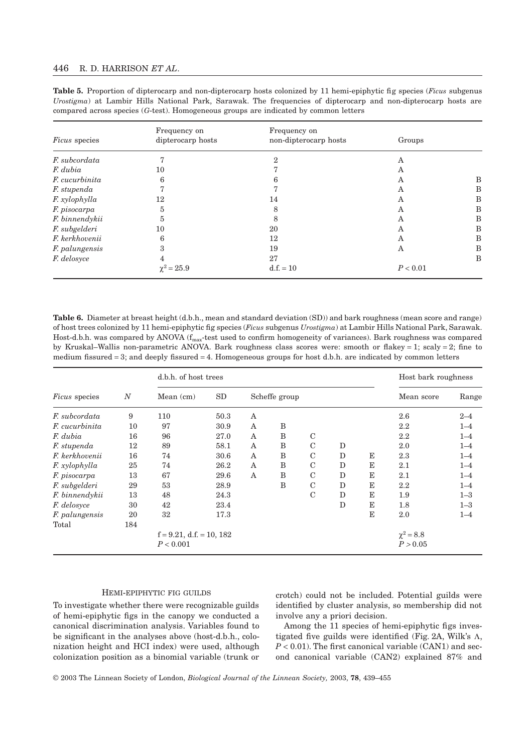**Table 5.** Proportion of dipterocarp and non-dipterocarp hosts colonized by 11 hemi-epiphytic fig species (*Ficus* subgenus *Urostigma*) at Lambir Hills National Park, Sarawak. The frequencies of dipterocarp and non-dipterocarp hosts are compared across species (*G*-test). Homogeneous groups are indicated by common letters

| *Ficus* species | Frequency on dipterocarp hosts | Frequency on non-dipterocarp hosts | Groups | |
|---|---|---|---|---|
| *F. subcordata* | 7 | 2 | A | |
| *F. dubia* | 10 | 7 | A | |
| *F. cucurbinita* | 6 | 6 | A | B |
| *F. stupenda* | 7 | 7 | A | B |
| *F. xylophylla* | 12 | 14 | A | B |
| *F. pisocarpa* | 5 | 8 | A | B |
| *F. binnendykii* | 5 | 8 | A | B |
| *F. subgelderi* | 10 | 20 | A | B |
| *F. kerkhovenii* | 6 | 12 | A | B |
| *F. palungensis* | 3 | 19 | A | B |
| *F. delosyce* | 4 | 27 | | B |
| | $\chi^2 = 25.9$ | d.f. = 10 | $P < 0.01$ | |

**Table 6.** Diameter at breast height (d.b.h., mean and standard deviation (SD)) and bark roughness (mean score and range) of host trees colonized by 11 hemi-epiphytic fig species (*Ficus* subgenus *Urostigma*) at Lambir Hills National Park, Sarawak. Host-d.b.h. was compared by ANOVA ($f_{max}$-test used to confirm homogeneity of variances). Bark roughness was compared by Kruskal–Wallis non-parametric ANOVA. Bark roughness class scores were: smooth or flakey = 1; scaly = 2; fine to medium fissured = 3; and deeply fissured = 4. Homogeneous groups for host d.b.h. are indicated by common letters

| *Ficus* species | *N* | d.b.h. of host trees | | | | | | | Host bark roughness | |
|---|---|---|---|---|---|---|---|---|---|---|
| | | Mean (cm) | SD | Scheffe group | | | | | Mean score | Range |
| *F. subcordata* | 9 | 110 | 50.3 | A | | | | | 2.6 | 2–4 |
| *F. cucurbinita* | 10 | 97 | 30.9 | A | B | | | | 2.2 | 1–4 |
| *F. dubia* | 16 | 96 | 27.0 | A | B | C | | | 2.2 | 1–4 |
| *F. stupenda* | 12 | 89 | 58.1 | A | B | C | D | | 2.0 | 1–4 |
| *F. kerkhovenii* | 16 | 74 | 30.6 | A | B | C | D | E | 2.3 | 1–4 |
| *F. xylophylla* | 25 | 74 | 26.2 | A | B | C | D | E | 2.1 | 1–4 |
| *F. pisocarpa* | 13 | 67 | 29.6 | A | B | C | D | E | 2.1 | 1–4 |
| *F. subgelderi* | 29 | 53 | 28.9 | | B | C | D | E | 2.2 | 1–4 |
| *F. binnendykii* | 13 | 48 | 24.3 | | | C | D | E | 1.9 | 1–3 |
| *F. delosyce* | 30 | 42 | 23.4 | | | | D | E | 1.8 | 1–3 |
| *F. palungensis* | 20 | 32 | 17.3 | | | | | E | 2.0 | 1–4 |
| Total | 184 | | | | | | | | | |
| | | f = 9.21, d.f. = 10, 182 $P < 0.001$ | | | | | | | $\chi^2 = 8.8$ $P > 0.05$ | |

## HEMI-EPIPHYTIC FIG GUILDS

To investigate whether there were recognizable guilds of hemi-epiphytic figs in the canopy we conducted a canonical discrimination analysis. Variables found to be significant in the analyses above (host-d.b.h., colonization height and HCI index) were used, although colonization position as a binomial variable (trunk or crotch) could not be included. Potential guilds were identified by cluster analysis, so membership did not involve any a priori decision.

Among the 11 species of hemi-epiphytic figs investigated five guilds were identified (Fig. 2A, Wilk's Λ, $P < 0.01$). The first canonical variable (CAN1) and second canonical variable (CAN2) explained 87% and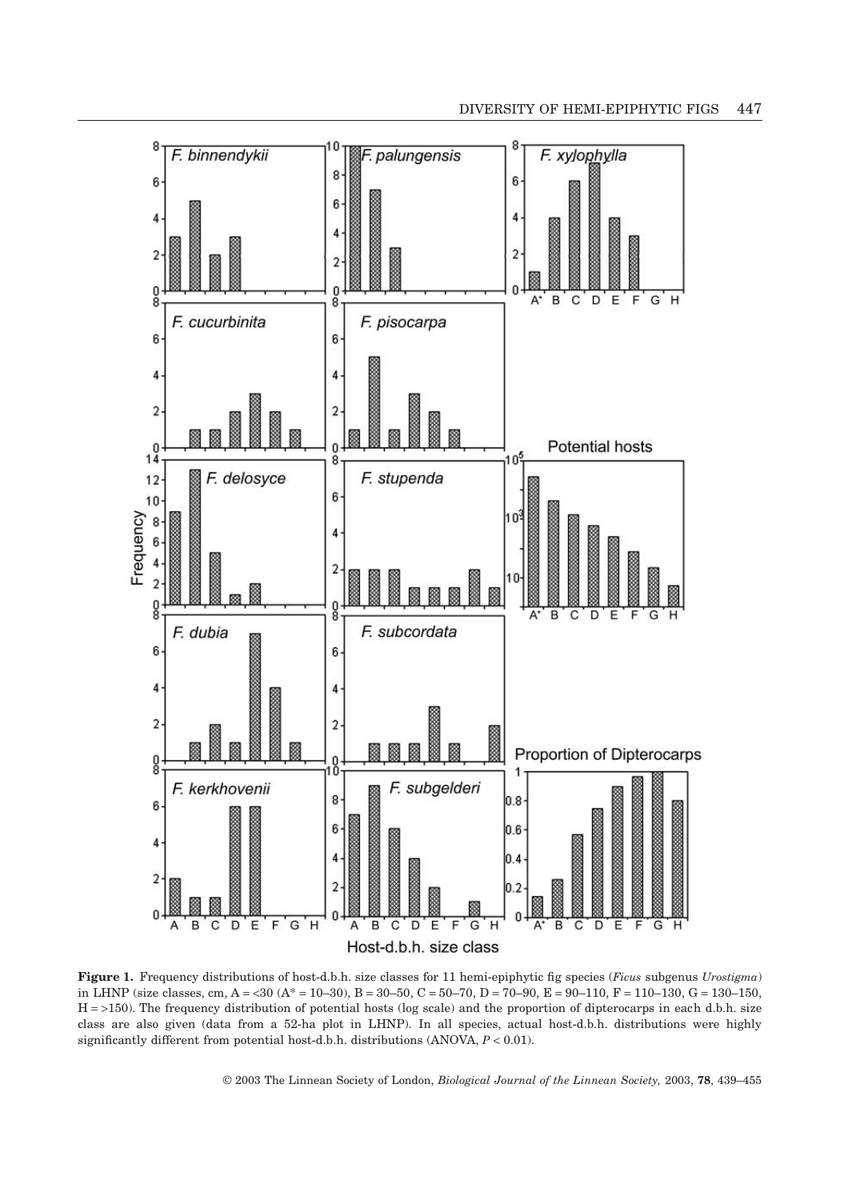**Figure 1.** Frequency distributions of host-d.b.h. size classes for 11 hemi-epiphytic fig species (*Ficus* subgenus *Urostigma*) in LHNP (size classes, cm, A = <30 (A* = 10–30), B = 30–50, C = 50–70, D = 70–90, E = 90–110, F = 110–130, G = 130–150, H = >150). The frequency distribution of potential hosts (log scale) and the proportion of dipterocarps in each d.b.h. size class are also given (data from a 52-ha plot in LHNP). In all species, actual host-d.b.h. distributions were highly significantly different from potential host-d.b.h. distributions (ANOVA, $P < 0.01$).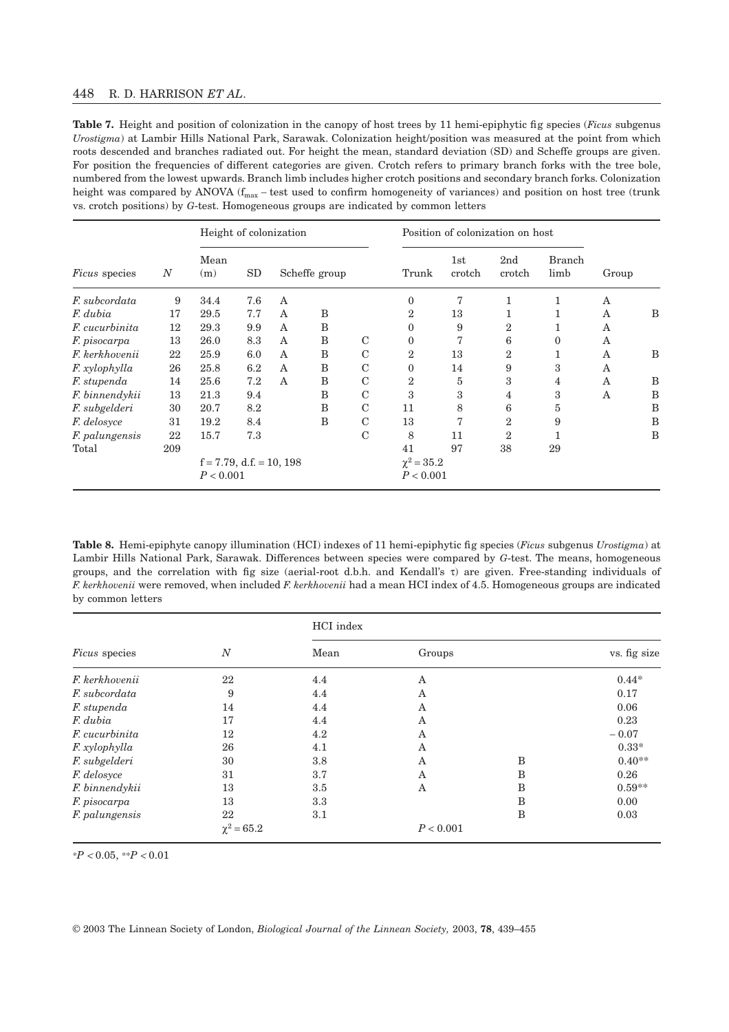**Table 7.** Height and position of colonization in the canopy of host trees by 11 hemi-epiphytic fig species (*Ficus* subgenus *Urostigma*) at Lambir Hills National Park, Sarawak. Colonization height/position was measured at the point from which roots descended and branches radiated out. For height the mean, standard deviation (SD) and Scheffe groups are given. For position the frequencies of different categories are given. Crotch refers to primary branch forks with the tree bole, numbered from the lowest upwards. Branch limb includes higher crotch positions and secondary branch forks. Colonization height was compared by ANOVA ($f_{max}$ – test used to confirm homogeneity of variances) and position on host tree (trunk vs. crotch positions) by *G*-test. Homogeneous groups are indicated by common letters

| | | Height of colonization | | | | | Position of colonization on host | | | | | |
|---|---|---|---|---|---|---|---|---|---|---|---|---|
| *Ficus* species | *N* | Mean (m) | SD | Scheffe group | | | Trunk | 1st crotch | 2nd crotch | Branch limb | Group | |
| *F. subcordata* | 9 | 34.4 | 7.6 | A | | | 0 | 7 | 1 | 1 | A | |
| *F. dubia* | 17 | 29.5 | 7.7 | A | B | | 2 | 13 | 1 | 1 | A | B |
| *F. cucurbinita* | 12 | 29.3 | 9.9 | A | B | | 0 | 9 | 2 | 1 | A | |
| *F. pisocarpa* | 13 | 26.0 | 8.3 | A | B | C | 0 | 7 | 6 | 0 | A | |
| *F. kerkhovenii* | 22 | 25.9 | 6.0 | A | B | C | 2 | 13 | 2 | 1 | A | B |
| *F. xylophylla* | 26 | 25.8 | 6.2 | A | B | C | 0 | 14 | 9 | 3 | A | |
| *F. stupenda* | 14 | 25.6 | 7.2 | A | B | C | 2 | 5 | 3 | 4 | A | B |
| *F. binnendykii* | 13 | 21.3 | 9.4 | | B | C | 3 | 3 | 4 | 3 | A | B |
| *F. subgelderi* | 30 | 20.7 | 8.2 | | B | C | 11 | 8 | 6 | 5 | | B |
| *F. delosyce* | 31 | 19.2 | 8.4 | | B | C | 13 | 7 | 2 | 9 | | B |
| *F. palungensis* | 22 | 15.7 | 7.3 | | | C | 8 | 11 | 2 | 1 | | B |
| Total | 209 | | | | | | 41 | 97 | 38 | 29 | | |
| | | f = 7.79, d.f. = 10, 198 $P < 0.001$ | | | | | $\chi^2 = 35.2$ $P < 0.001$ | | | | | |

**Table 8.** Hemi-epiphyte canopy illumination (HCI) indexes of 11 hemi-epiphytic fig species (*Ficus* subgenus *Urostigma*) at Lambir Hills National Park, Sarawak. Differences between species were compared by *G*-test. The means, homogeneous groups, and the correlation with fig size (aerial-root d.b.h. and Kendall's τ) are given. Free-standing individuals of *F. kerkhovenii* were removed, when included *F. kerkhovenii* had a mean HCI index of 4.5. Homogeneous groups are indicated by common letters

| | | HCI index | | | |
|---|---|---|---|---|---|
| *Ficus* species | *N* | Mean | Groups | | vs. fig size |
| *F. kerkhovenii* | 22 | 4.4 | A | | 0.44* |
| *F. subcordata* | 9 | 4.4 | A | | 0.17 |
| *F. stupenda* | 14 | 4.4 | A | | 0.06 |
| *F. dubia* | 17 | 4.4 | A | | 0.23 |
| *F. cucurbinita* | 12 | 4.2 | A | | −0.07 |
| *F. xylophylla* | 26 | 4.1 | A | | 0.33* |
| *F. subgelderi* | 30 | 3.8 | A | B | 0.40** |
| *F. delosyce* | 31 | 3.7 | A | B | 0.26 |
| *F. binnendykii* | 13 | 3.5 | A | B | 0.59** |
| *F. pisocarpa* | 13 | 3.3 | | B | 0.00 |
| *F. palungensis* | 22 | 3.1 | | B | 0.03 |
| | $\chi^2 = 65.2$ | | $P < 0.001$ | | |

*$P < 0.05$, **$P < 0.01$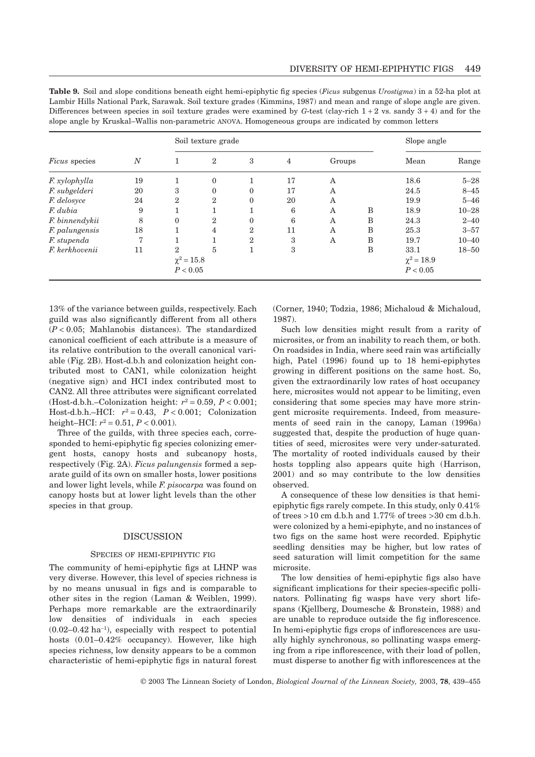**Table 9.** Soil and slope conditions beneath eight hemi-epiphytic fig species (*Ficus* subgenus *Urostigma*) in a 52-ha plot at Lambir Hills National Park, Sarawak. Soil texture grades (Kimmins, 1987) and mean and range of slope angle are given. Differences between species in soil texture grades were examined by *G*-test (clay-rich 1 + 2 vs. sandy 3 + 4) and for the slope angle by Kruskal–Wallis non-parametric ANOVA. Homogeneous groups are indicated by common letters

| *Ficus* species | *N* | Soil texture grade | | | | | | Slope angle | |
|---|---|---|---|---|---|---|---|---|---|
| | | 1 | 2 | 3 | 4 | Groups | | Mean | Range |
| *F. xylophylla* | 19 | 1 | 0 | 1 | 17 | A | | 18.6 | 5–28 |
| *F. subgelderi* | 20 | 3 | 0 | 0 | 17 | A | | 24.5 | 8–45 |
| *F. delosyce* | 24 | 2 | 2 | 0 | 20 | A | | 19.9 | 5–46 |
| *F. dubia* | 9 | 1 | 1 | 1 | 6 | A | B | 18.9 | 10–28 |
| *F. binnendykii* | 8 | 0 | 2 | 0 | 6 | A | B | 24.3 | 2–40 |
| *F. palungensis* | 18 | 1 | 4 | 2 | 11 | A | B | 25.3 | 3–57 |
| *F. stupenda* | 7 | 1 | 1 | 2 | 3 | A | B | 19.7 | 10–40 |
| *F. kerkhovenii* | 11 | 2 | 5 | 1 | 3 | | B | 33.1 | 18–50 |
| | | $\chi^2 = 15.8$ $P < 0.05$ | | | | | | $\chi^2 = 18.9$ $P < 0.05$ | |

13% of the variance between guilds, respectively. Each guild was also significantly different from all others ($P < 0.05$; Mahlanobis distances). The standardized canonical coefficient of each attribute is a measure of its relative contribution to the overall canonical variable (Fig. 2B). Host-d.b.h and colonization height contributed most to CAN1, while colonization height (negative sign) and HCI index contributed most to CAN2. All three attributes were significant correlated (Host-d.b.h.–Colonization height: $r^2 = 0.59$, $P < 0.001$; Host-d.b.h.–HCI: $r^2 = 0.43$, $P < 0.001$; Colonization height–HCI: $r^2 = 0.51$, $P < 0.001$).

Three of the guilds, with three species each, corresponded to hemi-epiphytic fig species colonizing emergent hosts, canopy hosts and subcanopy hosts, respectively (Fig. 2A). *Ficus palungensis* formed a separate guild of its own on smaller hosts, lower positions and lower light levels, while *F. pisocarpa* was found on canopy hosts but at lower light levels than the other species in that group.

## DISCUSSION

### SPECIES OF HEMI-EPIPHYTIC FIG

The community of hemi-epiphytic figs at LHNP was very diverse. However, this level of species richness is by no means unusual in figs and is comparable to other sites in the region (Laman & Weiblen, 1999). Perhaps more remarkable are the extraordinarily low densities of individuals in each species (0.02–0.42 ha$^{-1}$), especially with respect to potential hosts (0.01–0.42% occupancy). However, like high species richness, low density appears to be a common characteristic of hemi-epiphytic figs in natural forest (Corner, 1940; Todzia, 1986; Michaloud & Michaloud, 1987).

Such low densities might result from a rarity of microsites, or from an inability to reach them, or both. On roadsides in India, where seed rain was artificially high, Patel (1996) found up to 18 hemi-epiphytes growing in different positions on the same host. So, given the extraordinarily low rates of host occupancy here, microsites would not appear to be limiting, even considering that some species may have more stringent microsite requirements. Indeed, from measurements of seed rain in the canopy, Laman (1996a) suggested that, despite the production of huge quantities of seed, microsites were very under-saturated. The mortality of rooted individuals caused by their hosts toppling also appears quite high (Harrison, 2001) and so may contribute to the low densities observed.

A consequence of these low densities is that hemi-epiphytic figs rarely compete. In this study, only 0.41% of trees >10 cm d.b.h and 1.77% of trees >30 cm d.b.h. were colonized by a hemi-epiphyte, and no instances of two figs on the same host were recorded. Epiphytic seedling densities may be higher, but low rates of seed saturation will limit competition for the same microsite.

The low densities of hemi-epiphytic figs also have significant implications for their species-specific pollinators. Pollinating fig wasps have very short lifespans (Kjellberg, Doumesche & Bronstein, 1988) and are unable to reproduce outside the fig inflorescence. In hemi-epiphytic figs crops of inflorescences are usually highly synchronous, so pollinating wasps emerging from a ripe inflorescence, with their load of pollen, must disperse to another fig with inflorescences at the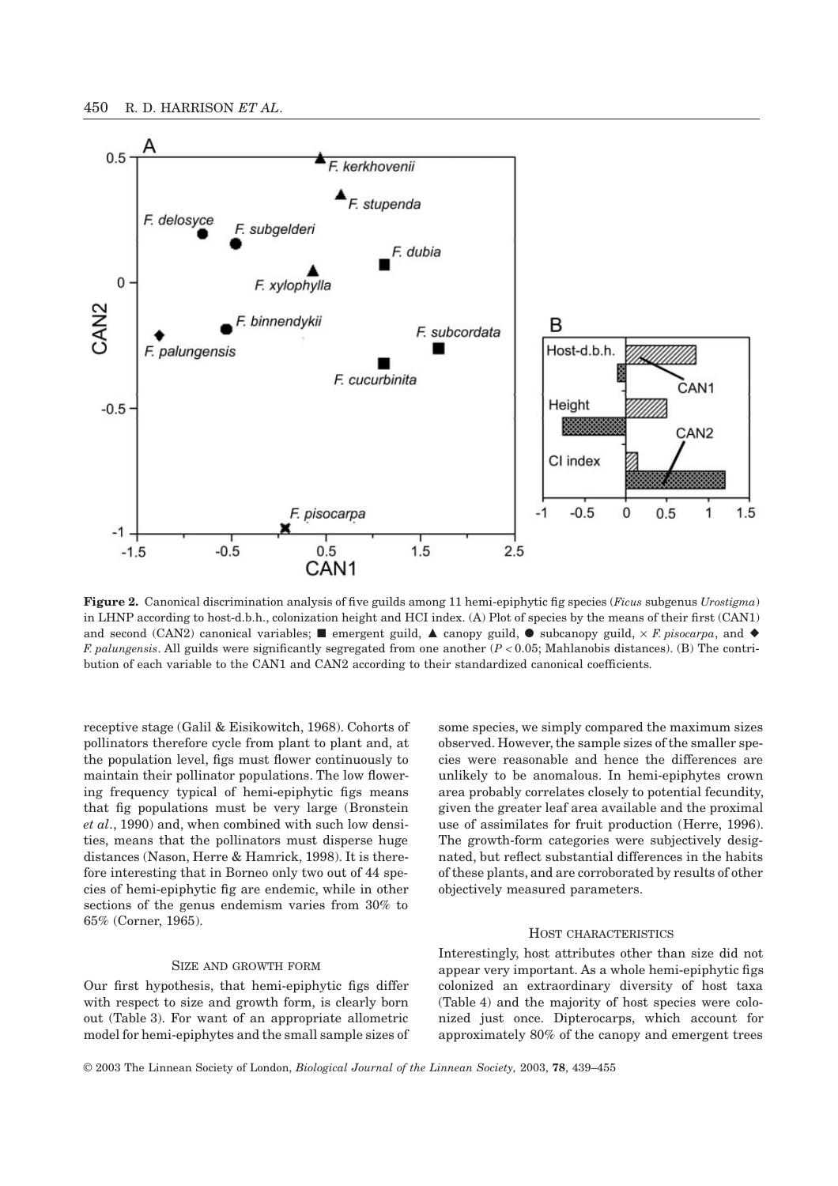**Figure 2.** Canonical discrimination analysis of five guilds among 11 hemi-epiphytic fig species (*Ficus* subgenus *Urostigma*) in LHNP according to host-d.b.h., colonization height and HCI index. (A) Plot of species by the means of their first (CAN1) and second (CAN2) canonical variables; ■ emergent guild, ▲ canopy guild, ● subcanopy guild, × *F. pisocarpa*, and ◆ *F. palungensis*. All guilds were significantly segregated from one another ($P < 0.05$; Mahlanobis distances). (B) The contribution of each variable to the CAN1 and CAN2 according to their standardized canonical coefficients.

receptive stage (Galil & Eisikowitch, 1968). Cohorts of pollinators therefore cycle from plant to plant and, at the population level, figs must flower continuously to maintain their pollinator populations. The low flowering frequency typical of hemi-epiphytic figs means that fig populations must be very large (Bronstein *et al*., 1990) and, when combined with such low densities, means that the pollinators must disperse huge distances (Nason, Herre & Hamrick, 1998). It is therefore interesting that in Borneo only two out of 44 species of hemi-epiphytic fig are endemic, while in other sections of the genus endemism varies from 30% to 65% (Corner, 1965).

### SIZE AND GROWTH FORM

Our first hypothesis, that hemi-epiphytic figs differ with respect to size and growth form, is clearly born out (Table 3). For want of an appropriate allometric model for hemi-epiphytes and the small sample sizes of some species, we simply compared the maximum sizes observed. However, the sample sizes of the smaller species were reasonable and hence the differences are unlikely to be anomalous. In hemi-epiphytes crown area probably correlates closely to potential fecundity, given the greater leaf area available and the proximal use of assimilates for fruit production (Herre, 1996). The growth-form categories were subjectively designated, but reflect substantial differences in the habits of these plants, and are corroborated by results of other objectively measured parameters.

### HOST CHARACTERISTICS

Interestingly, host attributes other than size did not appear very important. As a whole hemi-epiphytic figs colonized an extraordinary diversity of host taxa (Table 4) and the majority of host species were colonized just once. Dipterocarps, which account for approximately 80% of the canopy and emergent trees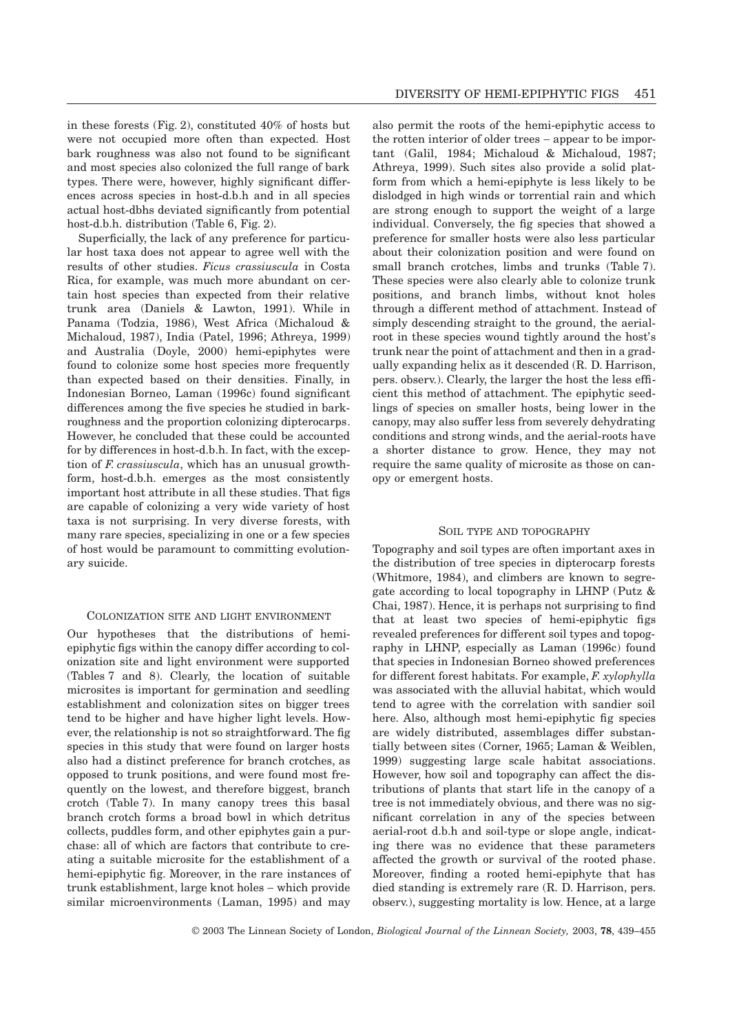in these forests (Fig. 2), constituted 40% of hosts but were not occupied more often than expected. Host bark roughness was also not found to be significant and most species also colonized the full range of bark types. There were, however, highly significant differences across species in host-d.b.h and in all species actual host-dbhs deviated significantly from potential host-d.b.h. distribution (Table 6, Fig. 2).

Superficially, the lack of any preference for particular host taxa does not appear to agree well with the results of other studies. *Ficus crassiuscula* in Costa Rica, for example, was much more abundant on certain host species than expected from their relative trunk area (Daniels & Lawton, 1991). While in Panama (Todzia, 1986), West Africa (Michaloud & Michaloud, 1987), India (Patel, 1996; Athreya, 1999) and Australia (Doyle, 2000) hemi-epiphytes were found to colonize some host species more frequently than expected based on their densities. Finally, in Indonesian Borneo, Laman (1996c) found significant differences among the five species he studied in bark-roughness and the proportion colonizing dipterocarps. However, he concluded that these could be accounted for by differences in host-d.b.h. In fact, with the exception of *F. crassiuscula*, which has an unusual growth-form, host-d.b.h. emerges as the most consistently important host attribute in all these studies. That figs are capable of colonizing a very wide variety of host taxa is not surprising. In very diverse forests, with many rare species, specializing in one or a few species of host would be paramount to committing evolutionary suicide.

## Colonization site and light environment

Our hypotheses that the distributions of hemi-epiphytic figs within the canopy differ according to colonization site and light environment were supported (Tables 7 and 8). Clearly, the location of suitable microsites is important for germination and seedling establishment and colonization sites on bigger trees tend to be higher and have higher light levels. However, the relationship is not so straightforward. The fig species in this study that were found on larger hosts also had a distinct preference for branch crotches, as opposed to trunk positions, and were found most frequently on the lowest, and therefore biggest, branch crotch (Table 7). In many canopy trees this basal branch crotch forms a broad bowl in which detritus collects, puddles form, and other epiphytes gain a purchase: all of which are factors that contribute to creating a suitable microsite for the establishment of a hemi-epiphytic fig. Moreover, in the rare instances of trunk establishment, large knot holes – which provide similar microenvironments (Laman, 1995) and may also permit the roots of the hemi-epiphytic access to the rotten interior of older trees – appear to be important (Galil, 1984; Michaloud & Michaloud, 1987; Athreya, 1999). Such sites also provide a solid platform from which a hemi-epiphyte is less likely to be dislodged in high winds or torrential rain and which are strong enough to support the weight of a large individual. Conversely, the fig species that showed a preference for smaller hosts were also less particular about their colonization position and were found on small branch crotches, limbs and trunks (Table 7). These species were also clearly able to colonize trunk positions, and branch limbs, without knot holes through a different method of attachment. Instead of simply descending straight to the ground, the aerial-root in these species wound tightly around the host's trunk near the point of attachment and then in a gradually expanding helix as it descended (R. D. Harrison, pers. observ.). Clearly, the larger the host the less efficient this method of attachment. The epiphytic seedlings of species on smaller hosts, being lower in the canopy, may also suffer less from severely dehydrating conditions and strong winds, and the aerial-roots have a shorter distance to grow. Hence, they may not require the same quality of microsite as those on canopy or emergent hosts.

## Soil type and topography

Topography and soil types are often important axes in the distribution of tree species in dipterocarp forests (Whitmore, 1984), and climbers are known to segregate according to local topography in LHNP (Putz & Chai, 1987). Hence, it is perhaps not surprising to find that at least two species of hemi-epiphytic figs revealed preferences for different soil types and topography in LHNP, especially as Laman (1996c) found that species in Indonesian Borneo showed preferences for different forest habitats. For example, *F. xylophylla* was associated with the alluvial habitat, which would tend to agree with the correlation with sandier soil here. Also, although most hemi-epiphytic fig species are widely distributed, assemblages differ substantially between sites (Corner, 1965; Laman & Weiblen, 1999) suggesting large scale habitat associations. However, how soil and topography can affect the distributions of plants that start life in the canopy of a tree is not immediately obvious, and there was no significant correlation in any of the species between aerial-root d.b.h and soil-type or slope angle, indicating there was no evidence that these parameters affected the growth or survival of the rooted phase. Moreover, finding a rooted hemi-epiphyte that has died standing is extremely rare (R. D. Harrison, pers. observ.), suggesting mortality is low. Hence, at a large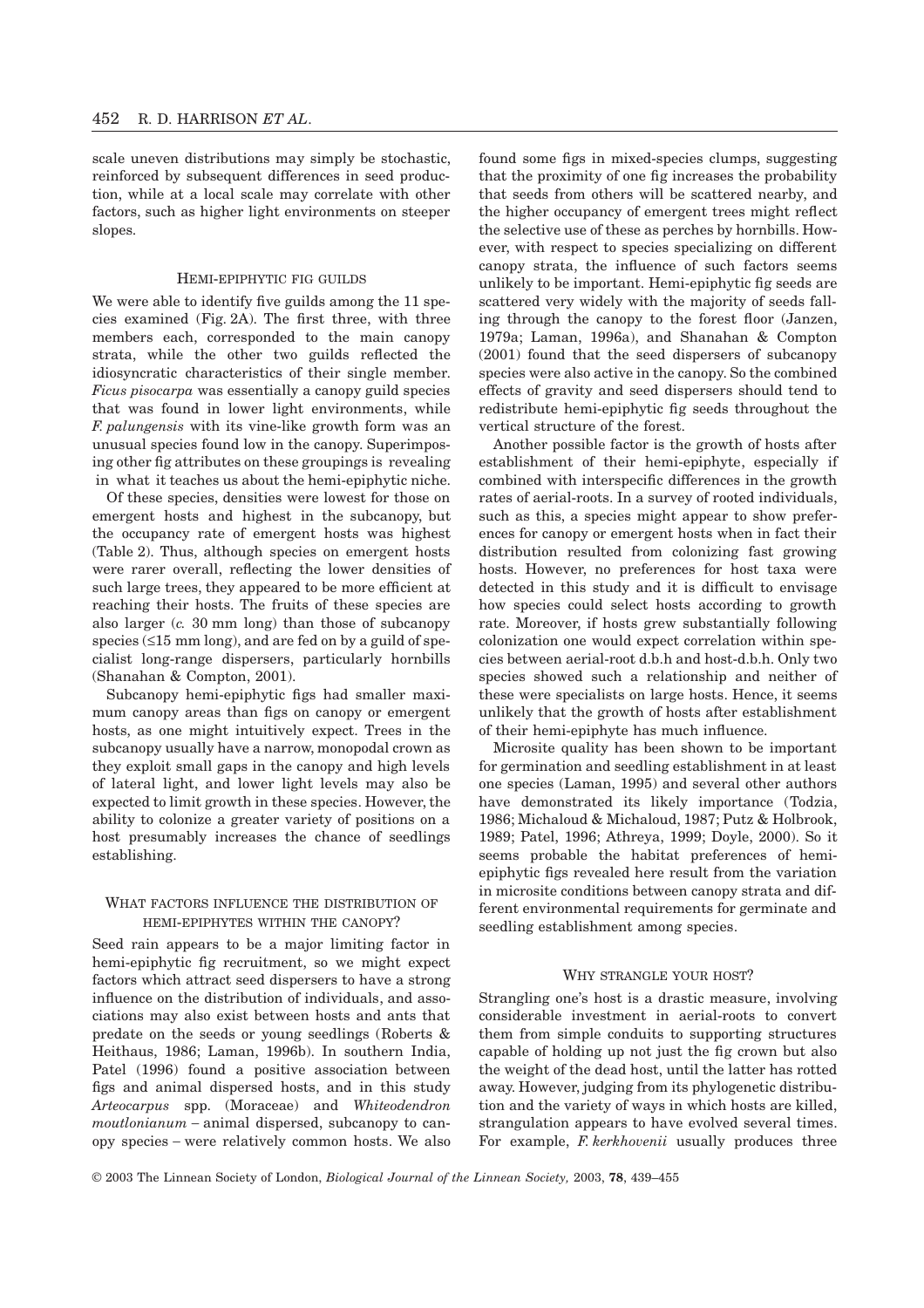scale uneven distributions may simply be stochastic, reinforced by subsequent differences in seed production, while at a local scale may correlate with other factors, such as higher light environments on steeper slopes.

## HEMI-EPIPHYTIC FIG GUILDS

We were able to identify five guilds among the 11 species examined (Fig. 2A). The first three, with three members each, corresponded to the main canopy strata, while the other two guilds reflected the idiosyncratic characteristics of their single member. *Ficus pisocarpa* was essentially a canopy guild species that was found in lower light environments, while *F. palungensis* with its vine-like growth form was an unusual species found low in the canopy. Superimposing other fig attributes on these groupings is revealing in what it teaches us about the hemi-epiphytic niche.

Of these species, densities were lowest for those on emergent hosts and highest in the subcanopy, but the occupancy rate of emergent hosts was highest (Table 2). Thus, although species on emergent hosts were rarer overall, reflecting the lower densities of such large trees, they appeared to be more efficient at reaching their hosts. The fruits of these species are also larger (*c.* 30 mm long) than those of subcanopy species (≤15 mm long), and are fed on by a guild of specialist long-range dispersers, particularly hornbills (Shanahan & Compton, 2001).

Subcanopy hemi-epiphytic figs had smaller maximum canopy areas than figs on canopy or emergent hosts, as one might intuitively expect. Trees in the subcanopy usually have a narrow, monopodal crown as they exploit small gaps in the canopy and high levels of lateral light, and lower light levels may also be expected to limit growth in these species. However, the ability to colonize a greater variety of positions on a host presumably increases the chance of seedlings establishing.

## WHAT FACTORS INFLUENCE THE DISTRIBUTION OF HEMI-EPIPHYTES WITHIN THE CANOPY?

Seed rain appears to be a major limiting factor in hemi-epiphytic fig recruitment, so we might expect factors which attract seed dispersers to have a strong influence on the distribution of individuals, and associations may also exist between hosts and ants that predate on the seeds or young seedlings (Roberts & Heithaus, 1986; Laman, 1996b). In southern India, Patel (1996) found a positive association between figs and animal dispersed hosts, and in this study *Arteocarpus* spp. (Moraceae) and *Whiteodendron moutlonianum* – animal dispersed, subcanopy to canopy species – were relatively common hosts. We also found some figs in mixed-species clumps, suggesting that the proximity of one fig increases the probability that seeds from others will be scattered nearby, and the higher occupancy of emergent trees might reflect the selective use of these as perches by hornbills. However, with respect to species specializing on different canopy strata, the influence of such factors seems unlikely to be important. Hemi-epiphytic fig seeds are scattered very widely with the majority of seeds falling through the canopy to the forest floor (Janzen, 1979a; Laman, 1996a), and Shanahan & Compton (2001) found that the seed dispersers of subcanopy species were also active in the canopy. So the combined effects of gravity and seed dispersers should tend to redistribute hemi-epiphytic fig seeds throughout the vertical structure of the forest.

Another possible factor is the growth of hosts after establishment of their hemi-epiphyte, especially if combined with interspecific differences in the growth rates of aerial-roots. In a survey of rooted individuals, such as this, a species might appear to show preferences for canopy or emergent hosts when in fact their distribution resulted from colonizing fast growing hosts. However, no preferences for host taxa were detected in this study and it is difficult to envisage how species could select hosts according to growth rate. Moreover, if hosts grew substantially following colonization one would expect correlation within species between aerial-root d.b.h and host-d.b.h. Only two species showed such a relationship and neither of these were specialists on large hosts. Hence, it seems unlikely that the growth of hosts after establishment of their hemi-epiphyte has much influence.

Microsite quality has been shown to be important for germination and seedling establishment in at least one species (Laman, 1995) and several other authors have demonstrated its likely importance (Todzia, 1986; Michaloud & Michaloud, 1987; Putz & Holbrook, 1989; Patel, 1996; Athreya, 1999; Doyle, 2000). So it seems probable the habitat preferences of hemi-epiphytic figs revealed here result from the variation in microsite conditions between canopy strata and different environmental requirements for germinate and seedling establishment among species.

## WHY STRANGLE YOUR HOST?

Strangling one's host is a drastic measure, involving considerable investment in aerial-roots to convert them from simple conduits to supporting structures capable of holding up not just the fig crown but also the weight of the dead host, until the latter has rotted away. However, judging from its phylogenetic distribution and the variety of ways in which hosts are killed, strangulation appears to have evolved several times. For example, *F. kerkhovenii* usually produces three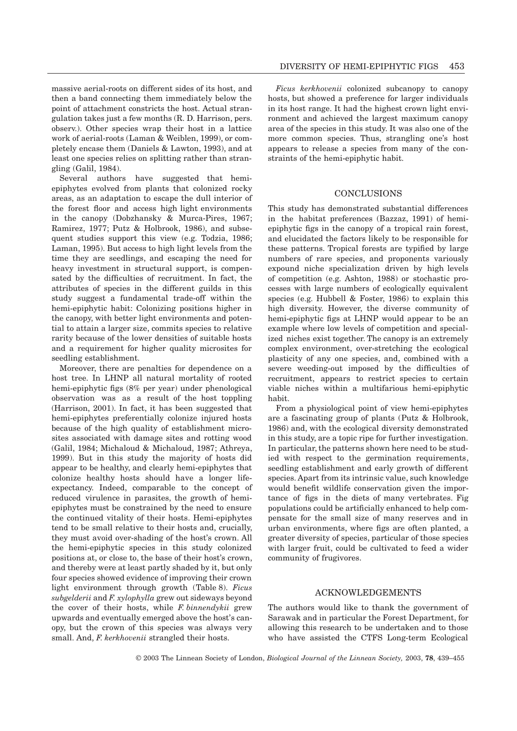massive aerial-roots on different sides of its host, and then a band connecting them immediately below the point of attachment constricts the host. Actual strangulation takes just a few months (R. D. Harrison, pers. observ.). Other species wrap their host in a lattice work of aerial-roots (Laman & Weiblen, 1999), or completely encase them (Daniels & Lawton, 1993), and at least one species relies on splitting rather than strangling (Galil, 1984).

Several authors have suggested that hemi-epiphytes evolved from plants that colonized rocky areas, as an adaptation to escape the dull interior of the forest floor and access high light environments in the canopy (Dobzhansky & Murca-Pires, 1967; Ramirez, 1977; Putz & Holbrook, 1986), and subsequent studies support this view (e.g. Todzia, 1986; Laman, 1995). But access to high light levels from the time they are seedlings, and escaping the need for heavy investment in structural support, is compensated by the difficulties of recruitment. In fact, the attributes of species in the different guilds in this study suggest a fundamental trade-off within the hemi-epiphytic habit: Colonizing positions higher in the canopy, with better light environments and potential to attain a larger size, commits species to relative rarity because of the lower densities of suitable hosts and a requirement for higher quality microsites for seedling establishment.

Moreover, there are penalties for dependence on a host tree. In LHNP all natural mortality of rooted hemi-epiphytic figs (8% per year) under phenological observation was as a result of the host toppling (Harrison, 2001). In fact, it has been suggested that hemi-epiphytes preferentially colonize injured hosts because of the high quality of establishment microsites associated with damage sites and rotting wood (Galil, 1984; Michaloud & Michaloud, 1987; Athreya, 1999). But in this study the majority of hosts did appear to be healthy, and clearly hemi-epiphytes that colonize healthy hosts should have a longer life-expectancy. Indeed, comparable to the concept of reduced virulence in parasites, the growth of hemi-epiphytes must be constrained by the need to ensure the continued vitality of their hosts. Hemi-epiphytes tend to be small relative to their hosts and, crucially, they must avoid over-shading of the host's crown. All the hemi-epiphytic species in this study colonized positions at, or close to, the base of their host's crown, and thereby were at least partly shaded by it, but only four species showed evidence of improving their crown light environment through growth (Table 8). *Ficus subgelderii* and *F. xylophylla* grew out sideways beyond the cover of their hosts, while *F. binnendykii* grew upwards and eventually emerged above the host's canopy, but the crown of this species was always very small. And, *F. kerkhovenii* strangled their hosts.

*Ficus kerkhovenii* colonized subcanopy to canopy hosts, but showed a preference for larger individuals in its host range. It had the highest crown light environment and achieved the largest maximum canopy area of the species in this study. It was also one of the more common species. Thus, strangling one's host appears to release a species from many of the constraints of the hemi-epiphytic habit.

## CONCLUSIONS

This study has demonstrated substantial differences in the habitat preferences (Bazzaz, 1991) of hemi-epiphytic figs in the canopy of a tropical rain forest, and elucidated the factors likely to be responsible for these patterns. Tropical forests are typified by large numbers of rare species, and proponents variously expound niche specialization driven by high levels of competition (e.g. Ashton, 1988) or stochastic processes with large numbers of ecologically equivalent species (e.g. Hubbell & Foster, 1986) to explain this high diversity. However, the diverse community of hemi-epiphytic figs at LHNP would appear to be an example where low levels of competition and specialized niches exist together. The canopy is an extremely complex environment, over-stretching the ecological plasticity of any one species, and, combined with a severe weeding-out imposed by the difficulties of recruitment, appears to restrict species to certain viable niches within a multifarious hemi-epiphytic habit.

From a physiological point of view hemi-epiphytes are a fascinating group of plants (Putz & Holbrook, 1986) and, with the ecological diversity demonstrated in this study, are a topic ripe for further investigation. In particular, the patterns shown here need to be studied with respect to the germination requirements, seedling establishment and early growth of different species. Apart from its intrinsic value, such knowledge would benefit wildlife conservation given the importance of figs in the diets of many vertebrates. Fig populations could be artificially enhanced to help compensate for the small size of many reserves and in urban environments, where figs are often planted, a greater diversity of species, particular of those species with larger fruit, could be cultivated to feed a wider community of frugivores.

## ACKNOWLEDGEMENTS

The authors would like to thank the government of Sarawak and in particular the Forest Department, for allowing this research to be undertaken and to those who have assisted the CTFS Long-term Ecological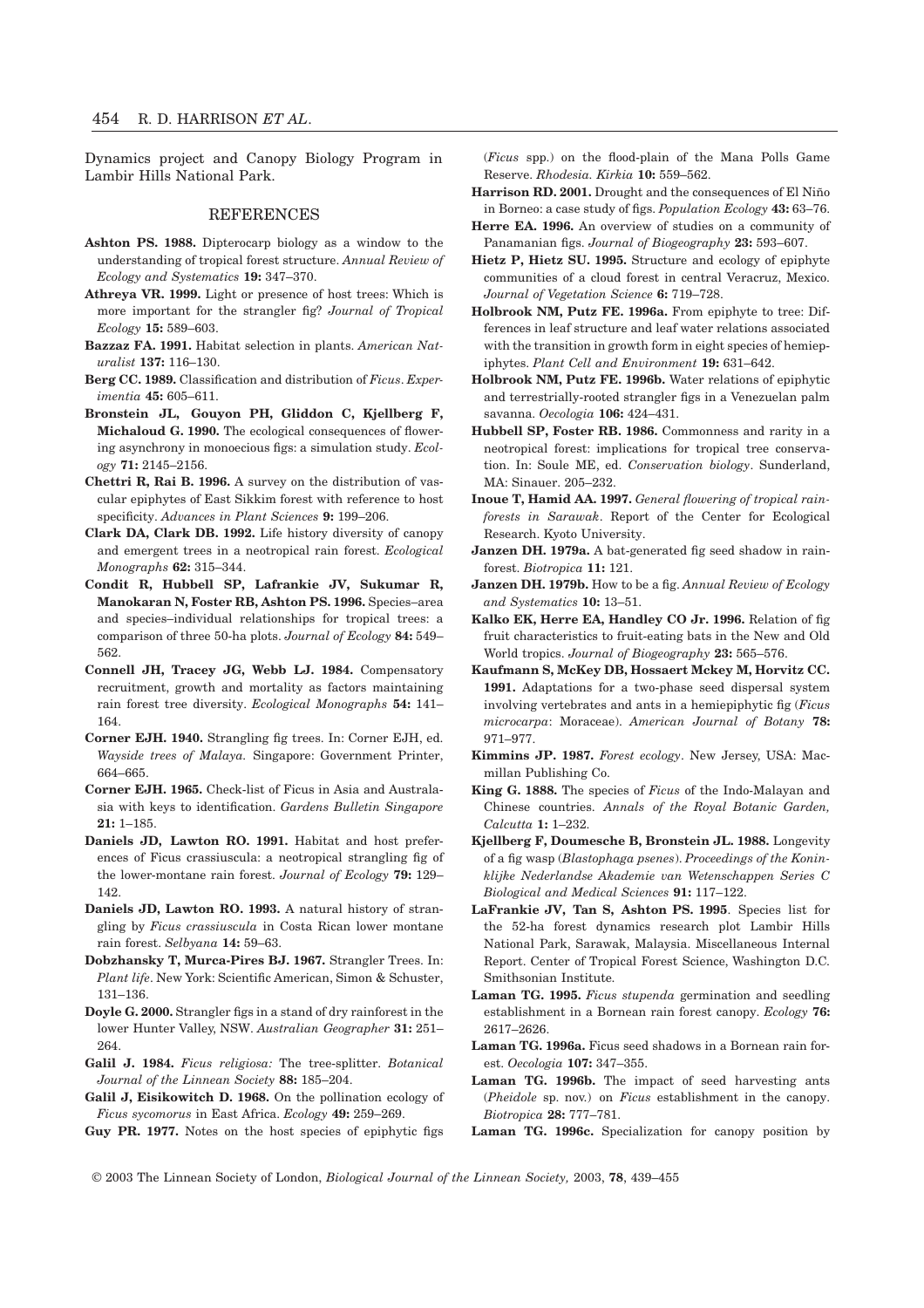Dynamics project and Canopy Biology Program in Lambir Hills National Park.

## REFERENCES

**Ashton PS. 1988.** Dipterocarp biology as a window to the understanding of tropical forest structure. *Annual Review of Ecology and Systematics* **19:** 347–370.

**Athreya VR. 1999.** Light or presence of host trees: Which is more important for the strangler fig? *Journal of Tropical Ecology* **15:** 589–603.

**Bazzaz FA. 1991.** Habitat selection in plants. *American Naturalist* **137:** 116–130.

**Berg CC. 1989.** Classification and distribution of *Ficus*. *Experimentia* **45:** 605–611.

**Bronstein JL, Gouyon PH, Gliddon C, Kjellberg F, Michaloud G. 1990.** The ecological consequences of flowering asynchrony in monoecious figs: a simulation study. *Ecology* **71:** 2145–2156.

**Chettri R, Rai B. 1996.** A survey on the distribution of vascular epiphytes of East Sikkim forest with reference to host specificity. *Advances in Plant Sciences* **9:** 199–206.

**Clark DA, Clark DB. 1992.** Life history diversity of canopy and emergent trees in a neotropical rain forest. *Ecological Monographs* **62:** 315–344.

**Condit R, Hubbell SP, Lafrankie JV, Sukumar R, Manokaran N, Foster RB, Ashton PS. 1996.** Species–area and species–individual relationships for tropical trees: a comparison of three 50-ha plots. *Journal of Ecology* **84:** 549–562.

**Connell JH, Tracey JG, Webb LJ. 1984.** Compensatory recruitment, growth and mortality as factors maintaining rain forest tree diversity. *Ecological Monographs* **54:** 141–164.

**Corner EJH. 1940.** Strangling fig trees. In: Corner EJH, ed. *Wayside trees of Malaya*. Singapore: Government Printer, 664–665.

**Corner EJH. 1965.** Check-list of Ficus in Asia and Australasia with keys to identification. *Gardens Bulletin Singapore* **21:** 1–185.

**Daniels JD, Lawton RO. 1991.** Habitat and host preferences of Ficus crassiuscula: a neotropical strangling fig of the lower-montane rain forest. *Journal of Ecology* **79:** 129–142.

**Daniels JD, Lawton RO. 1993.** A natural history of strangling by *Ficus crassiuscula* in Costa Rican lower montane rain forest. *Selbyana* **14:** 59–63.

**Dobzhansky T, Murca-Pires BJ. 1967.** Strangler Trees. In: *Plant life*. New York: Scientific American, Simon & Schuster, 131–136.

**Doyle G. 2000.** Strangler figs in a stand of dry rainforest in the lower Hunter Valley, NSW. *Australian Geographer* **31:** 251–264.

**Galil J. 1984.** *Ficus religiosa:* The tree-splitter. *Botanical Journal of the Linnean Society* **88:** 185–204.

**Galil J, Eisikowitch D. 1968.** On the pollination ecology of *Ficus sycomorus* in East Africa. *Ecology* **49:** 259–269.

**Guy PR. 1977.** Notes on the host species of epiphytic figs (*Ficus* spp.) on the flood-plain of the Mana Polls Game Reserve. *Rhodesia. Kirkia* **10:** 559–562.

**Harrison RD. 2001.** Drought and the consequences of El Niño in Borneo: a case study of figs. *Population Ecology* **43:** 63–76.

**Herre EA. 1996.** An overview of studies on a community of Panamanian figs. *Journal of Biogeography* **23:** 593–607.

**Hietz P, Hietz SU. 1995.** Structure and ecology of epiphyte communities of a cloud forest in central Veracruz, Mexico. *Journal of Vegetation Science* **6:** 719–728.

**Holbrook NM, Putz FE. 1996a.** From epiphyte to tree: Differences in leaf structure and leaf water relations associated with the transition in growth form in eight species of hemiepiphytes. *Plant Cell and Environment* **19:** 631–642.

**Holbrook NM, Putz FE. 1996b.** Water relations of epiphytic and terrestrially-rooted strangler figs in a Venezuelan palm savanna. *Oecologia* **106:** 424–431.

**Hubbell SP, Foster RB. 1986.** Commonness and rarity in a neotropical forest: implications for tropical tree conservation. In: Soule ME, ed. *Conservation biology*. Sunderland, MA: Sinauer. 205–232.

**Inoue T, Hamid AA. 1997.** *General flowering of tropical rainforests in Sarawak*. Report of the Center for Ecological Research. Kyoto University.

**Janzen DH. 1979a.** A bat-generated fig seed shadow in rainforest. *Biotropica* **11:** 121.

**Janzen DH. 1979b.** How to be a fig. *Annual Review of Ecology and Systematics* **10:** 13–51.

**Kalko EK, Herre EA, Handley CO Jr. 1996.** Relation of fig fruit characteristics to fruit-eating bats in the New and Old World tropics. *Journal of Biogeography* **23:** 565–576.

**Kaufmann S, McKey DB, Hossaert Mckey M, Horvitz CC. 1991.** Adaptations for a two-phase seed dispersal system involving vertebrates and ants in a hemiepiphytic fig (*Ficus microcarpa*: Moraceae). *American Journal of Botany* **78:** 971–977.

**Kimmins JP. 1987.** *Forest ecology*. New Jersey, USA: Macmillan Publishing Co.

**King G. 1888.** The species of *Ficus* of the Indo-Malayan and Chinese countries. *Annals of the Royal Botanic Garden, Calcutta* **1:** 1–232.

**Kjellberg F, Doumesche B, Bronstein JL. 1988.** Longevity of a fig wasp (*Blastophaga psenes*). *Proceedings of the Koninklijke Nederlandse Akademie van Wetenschappen Series C Biological and Medical Sciences* **91:** 117–122.

**LaFrankie JV, Tan S, Ashton PS. 1995**. Species list for the 52-ha forest dynamics research plot Lambir Hills National Park, Sarawak, Malaysia. Miscellaneous Internal Report. Center of Tropical Forest Science, Washington D.C. Smithsonian Institute.

**Laman TG. 1995.** *Ficus stupenda* germination and seedling establishment in a Bornean rain forest canopy. *Ecology* **76:** 2617–2626.

**Laman TG. 1996a.** Ficus seed shadows in a Bornean rain forest. *Oecologia* **107:** 347–355.

**Laman TG. 1996b.** The impact of seed harvesting ants (*Pheidole* sp. nov.) on *Ficus* establishment in the canopy. *Biotropica* **28:** 777–781.

**Laman TG. 1996c.** Specialization for canopy position by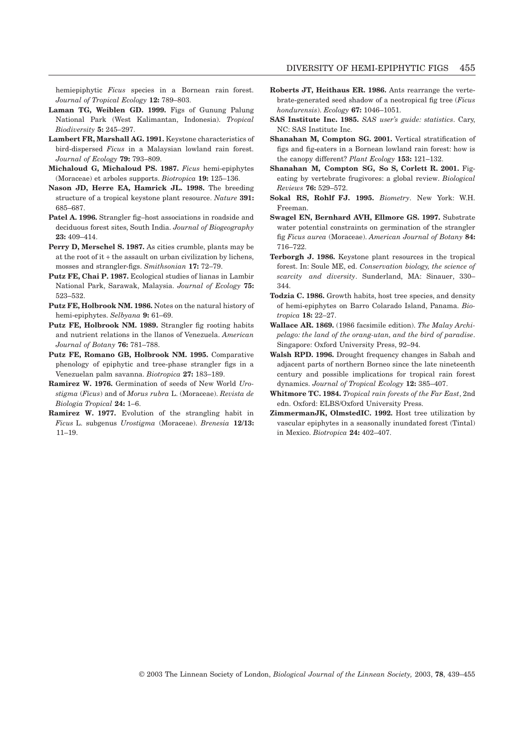hemiepiphytic *Ficus* species in a Bornean rain forest. *Journal of Tropical Ecology* **12:** 789–803.

**Laman TG, Weiblen GD. 1999.** Figs of Gunung Palung National Park (West Kalimantan, Indonesia). *Tropical Biodiversity* **5:** 245–297.

**Lambert FR, Marshall AG. 1991.** Keystone characteristics of bird-dispersed *Ficus* in a Malaysian lowland rain forest. *Journal of Ecology* **79:** 793–809.

**Michaloud G, Michaloud PS. 1987.** *Ficus* hemi-epiphytes (Moraceae) et arboles supports. *Biotropica* **19:** 125–136.

**Nason JD, Herre EA, Hamrick JL. 1998.** The breeding structure of a tropical keystone plant resource. *Nature* **391:** 685–687.

**Patel A. 1996.** Strangler fig–host associations in roadside and deciduous forest sites, South India. *Journal of Biogeography* **23:** 409–414.

**Perry D, Merschel S. 1987.** As cities crumble, plants may be at the root of it + the assault on urban civilization by lichens, mosses and strangler-figs. *Smithsonian* **17:** 72–79.

**Putz FE, Chai P. 1987.** Ecological studies of lianas in Lambir National Park, Sarawak, Malaysia. *Journal of Ecology* **75:** 523–532.

**Putz FE, Holbrook NM. 1986.** Notes on the natural history of hemi-epiphytes. *Selbyana* **9:** 61–69.

**Putz FE, Holbrook NM. 1989.** Strangler fig rooting habits and nutrient relations in the llanos of Venezuela. *American Journal of Botany* **76:** 781–788.

**Putz FE, Romano GB, Holbrook NM. 1995.** Comparative phenology of epiphytic and tree-phase strangler figs in a Venezuelan palm savanna. *Biotropica* **27:** 183–189.

**Ramirez W. 1976.** Germination of seeds of New World *Urostigma* (*Ficus*) and of *Morus rubra* L. (Moraceae). *Revista de Biologia Tropical* **24:** 1–6.

**Ramirez W. 1977.** Evolution of the strangling habit in *Ficus* L. subgenus *Urostigma* (Moraceae). *Brenesia* **12/13:** 11–19.

**Roberts JT, Heithaus ER. 1986.** Ants rearrange the vertebrate-generated seed shadow of a neotropical fig tree (*Ficus hondurensis*). *Ecology* **67:** 1046–1051.

**SAS Institute Inc. 1985.** *SAS user's guide: statistics*. Cary, NC: SAS Institute Inc.

**Shanahan M, Compton SG. 2001.** Vertical stratification of figs and fig-eaters in a Bornean lowland rain forest: how is the canopy different? *Plant Ecology* **153:** 121–132.

**Shanahan M, Compton SG, So S, Corlett R. 2001.** Fig-eating by vertebrate frugivores: a global review. *Biological Reviews* **76:** 529–572.

**Sokal RS, Rohlf FJ. 1995.** *Biometry*. New York: W.H. Freeman.

**Swagel EN, Bernhard AVH, Ellmore GS. 1997.** Substrate water potential constraints on germination of the strangler fig *Ficus aurea* (Moraceae). *American Journal of Botany* **84:** 716–722.

**Terborgh J. 1986.** Keystone plant resources in the tropical forest. In: Soule ME, ed. *Conservation biology, the science of scarcity and diversity*. Sunderland, MA: Sinauer, 330–344.

**Todzia C. 1986.** Growth habits, host tree species, and density of hemi-epiphytes on Barro Colarado Island, Panama. *Biotropica* **18:** 22–27.

**Wallace AR. 1869.** (1986 facsimile edition). *The Malay Archipelago: the land of the orang-utan, and the bird of paradise*. Singapore: Oxford University Press, 92–94.

**Walsh RPD. 1996.** Drought frequency changes in Sabah and adjacent parts of northern Borneo since the late nineteenth century and possible implications for tropical rain forest dynamics. *Journal of Tropical Ecology* **12:** 385–407.

**Whitmore TC. 1984.** *Tropical rain forests of the Far East*, 2nd edn. Oxford: ELBS/Oxford University Press.

**ZimmermanJK, OlmstedIC. 1992.** Host tree utilization by vascular epiphytes in a seasonally inundated forest (Tintal) in Mexico. *Biotropica* **24:** 402–407.